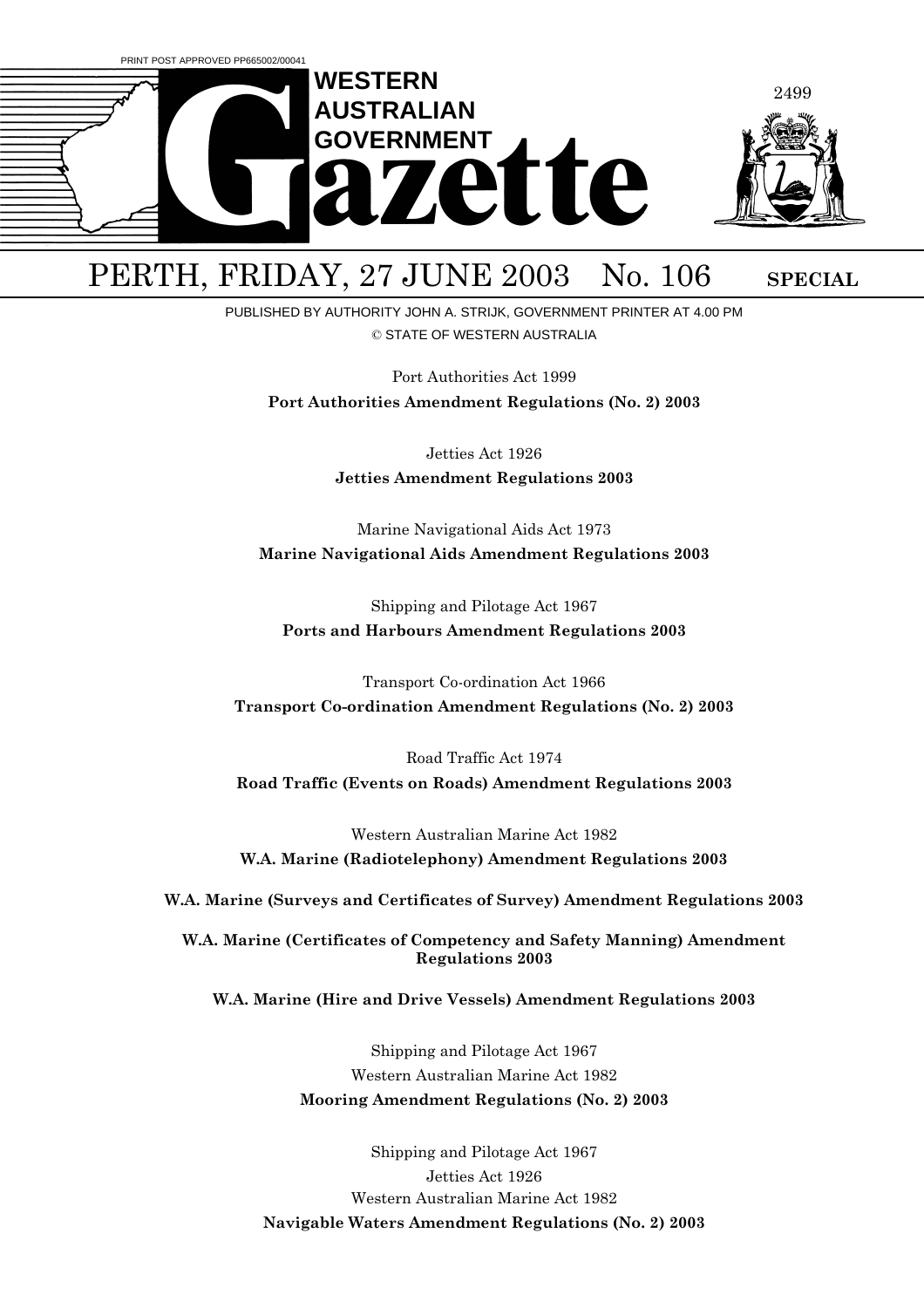PRINT POST APPROVED PP665002/00041

# WESTERN AUSTRALIAN GOVERNMENT Gazette

## PERTH, FRIDAY, 27 JUNE 2003 No. 106 SPECIAL

PUBLISHED BY AUTHORITY JOHN A. STRIJK, GOVERNMENT PRINTER AT 4.00 PM

© STATE OF WESTERN AUSTRALIA

Port Authorities Act 1999

**Port Authorities Amendment Regulations (No. 2) 2003**

Jetties Act 1926

**Jetties Amendment Regulations 2003**

Marine Navigational Aids Act 1973

**Marine Navigational Aids Amendment Regulations 2003**

Shipping and Pilotage Act 1967

**Ports and Harbours Amendment Regulations 2003**

Transport Co-ordination Act 1966

**Transport Co-ordination Amendment Regulations (No. 2) 2003**

Road Traffic Act 1974

**Road Traffic (Events on Roads) Amendment Regulations 2003**

Western Australian Marine Act 1982

**W.A. Marine (Radiotelephony) Amendment Regulations 2003**

**W.A. Marine (Surveys and Certificates of Survey) Amendment Regulations 2003**

**W.A. Marine (Certificates of Competency and Safety Manning) Amendment Regulations 2003**

**W.A. Marine (Hire and Drive Vessels) Amendment Regulations 2003**

Shipping and Pilotage Act 1967

Western Australian Marine Act 1982

**Mooring Amendment Regulations (No. 2) 2003**

Shipping and Pilotage Act 1967

Jetties Act 1926

Western Australian Marine Act 1982

**Navigable Waters Amendment Regulations (No. 2) 2003**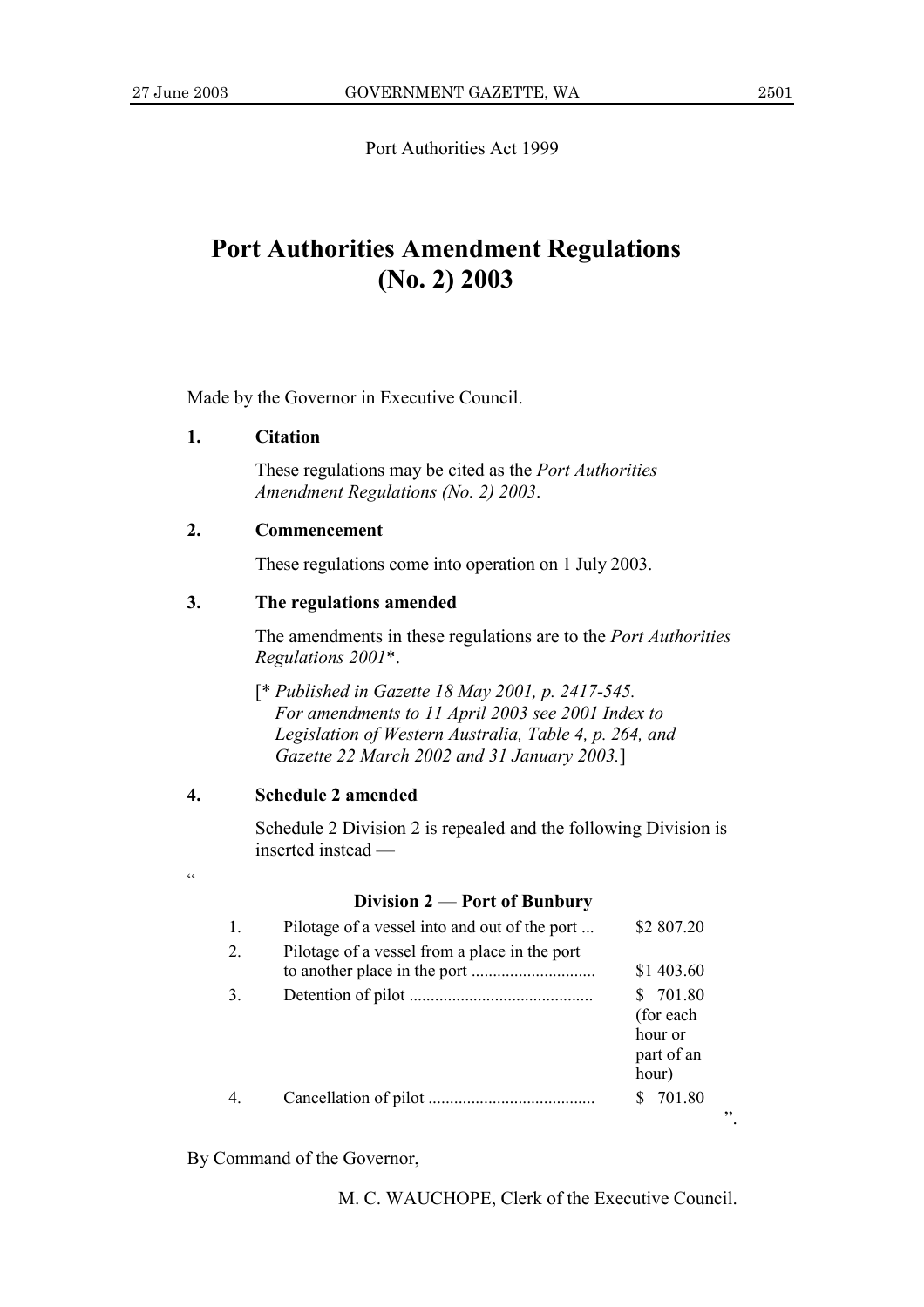Port Authorities Act 1999

# Port Authorities Amendment Regulations (No. 2) 2003

Made by the Governor in Executive Council.

**1. Citation**

These regulations may be cited as the *Port Authorities Amendment Regulations (No. 2) 2003*.

**2. Commencement**

These regulations come into operation on 1 July 2003.

**3. The regulations amended**

The amendments in these regulations are to the *Port Authorities Regulations 2001*\*.

[\* *Published in Gazette 18 May 2001, p. 2417-545. For amendments to 11 April 2003 see 2001 Index to Legislation of Western Australia, Table 4, p. 264, and Gazette 22 March 2002 and 31 January 2003.*]

**4. Schedule 2 amended**

Schedule 2 Division 2 is repealed and the following Division is inserted instead —

"

**Division 2 — Port of Bunbury**

| | | |
|---|---|---|
| 1. | Pilotage of a vessel into and out of the port ... | $2 807.20 |
| 2. | Pilotage of a vessel from a place in the port to another place in the port ............................ | $1 403.60 |
| 3. | Detention of pilot .......................................... | $ 701.80 (for each hour or part of an hour) |
| 4. | Cancellation of pilot ...................................... | $ 701.80 |

".

By Command of the Governor,

M. C. WAUCHOPE, Clerk of the Executive Council.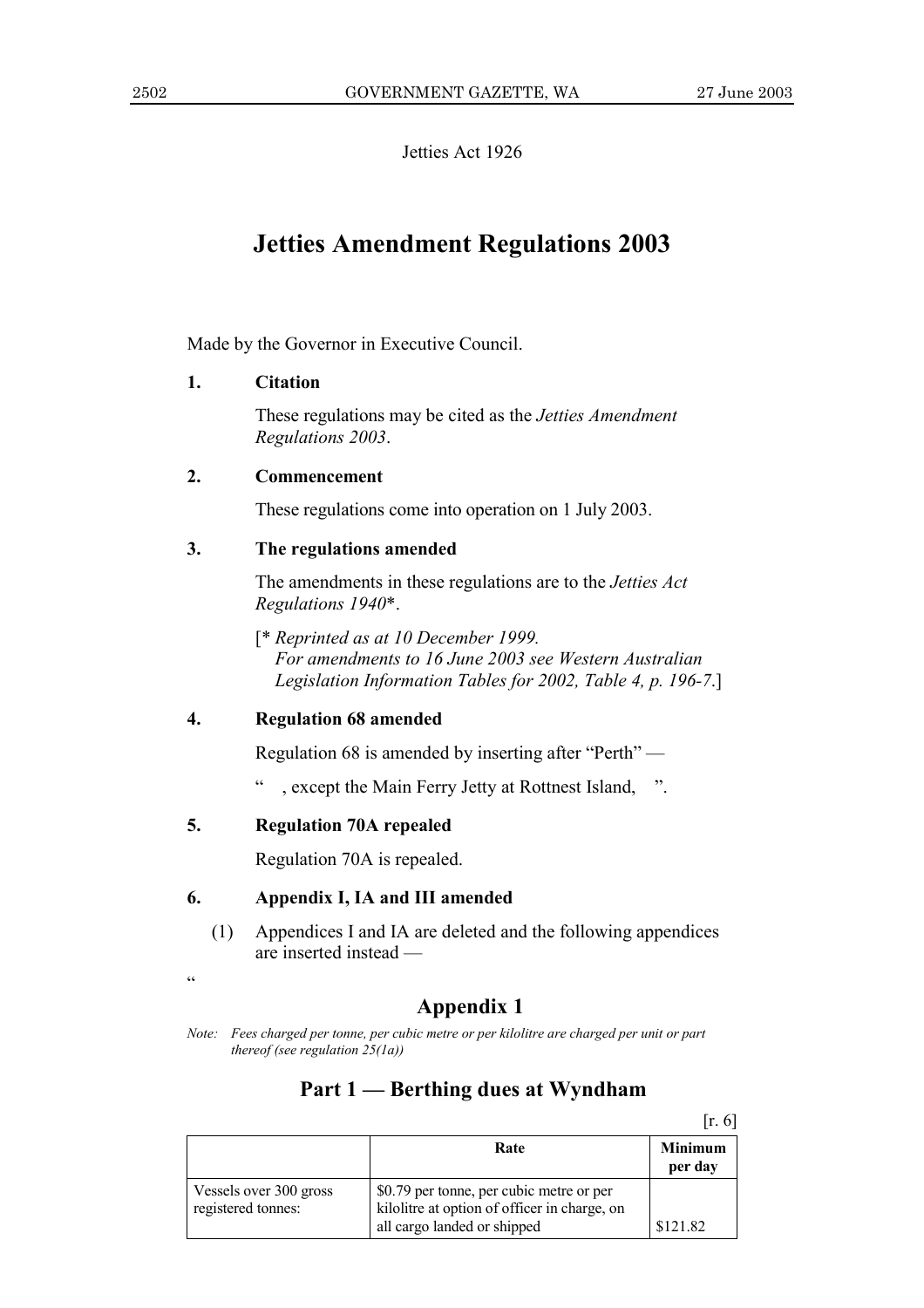Jetties Act 1926

# Jetties Amendment Regulations 2003

Made by the Governor in Executive Council.

**1. Citation**

These regulations may be cited as the *Jetties Amendment Regulations 2003*.

**2. Commencement**

These regulations come into operation on 1 July 2003.

**3. The regulations amended**

The amendments in these regulations are to the *Jetties Act Regulations 1940*\*.

[\* *Reprinted as at 10 December 1999. For amendments to 16 June 2003 see Western Australian Legislation Information Tables for 2002, Table 4, p. 196-7.*]

**4. Regulation 68 amended**

Regulation 68 is amended by inserting after "Perth" —

" , except the Main Ferry Jetty at Rottnest Island, ".

**5. Regulation 70A repealed**

Regulation 70A is repealed.

**6. Appendix I, IA and III amended**

(1) Appendices I and IA are deleted and the following appendices are inserted instead —

"

## Appendix 1

*Note: Fees charged per tonne, per cubic metre or per kilolitre are charged per unit or part thereof (see regulation 25(1a))*

### Part 1 — Berthing dues at Wyndham

[r. 6]

| | Rate | Minimum per day |
|---|---|---|
| Vessels over 300 gross registered tonnes: | $0.79 per tonne, per cubic metre or per kilolitre at option of officer in charge, on all cargo landed or shipped | $121.82 |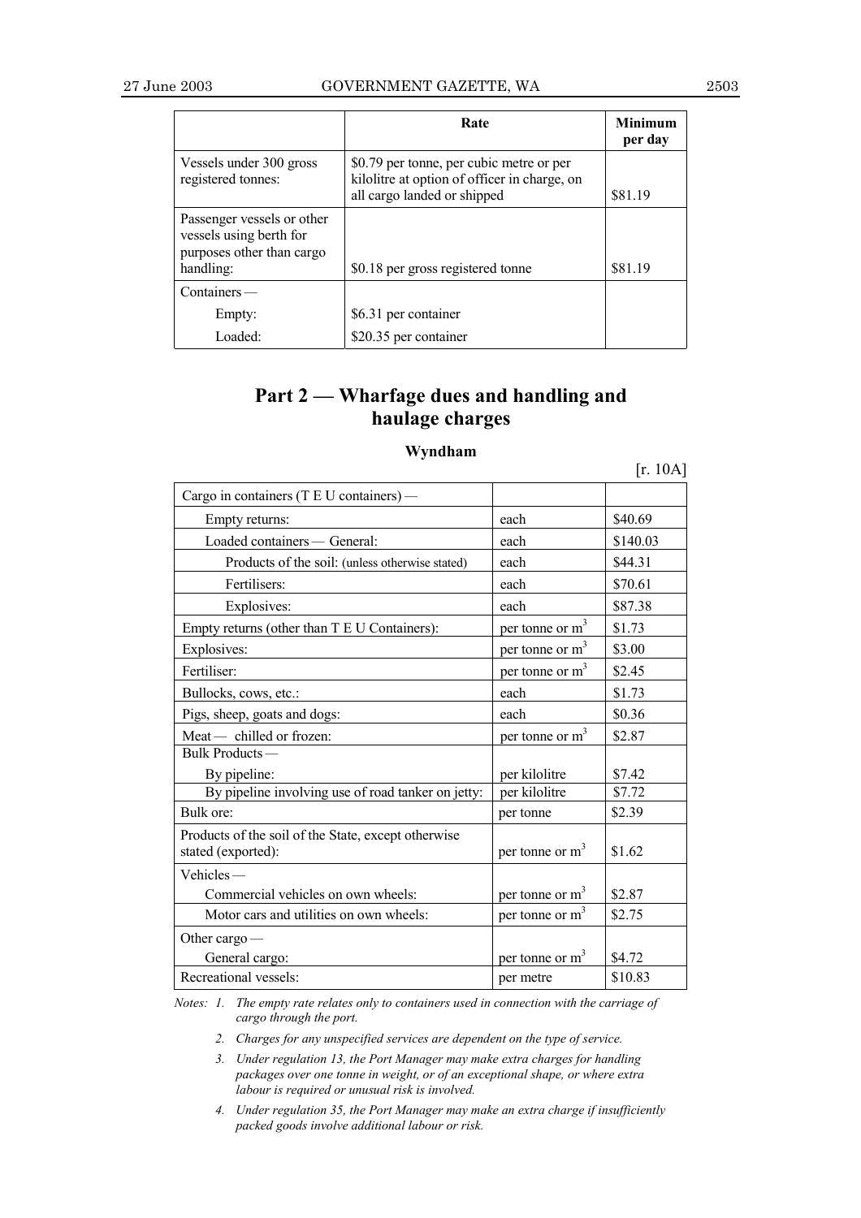| | Rate | Minimum per day |
|---|---|---|
| Vessels under 300 gross registered tonnes: | $0.79 per tonne, per cubic metre or per kilolitre at option of officer in charge, on all cargo landed or shipped | $81.19 |
| Passenger vessels or other vessels using berth for purposes other than cargo handling: | $0.18 per gross registered tonne | $81.19 |
| Containers — | | |
| Empty: | $6.31 per container | |
| Loaded: | $20.35 per container | |

## Part 2 — Wharfage dues and handling and haulage charges

### Wyndham

[r. 10A]

| | | |
|---|---|---|
| Cargo in containers (T E U containers) — | | |
| Empty returns: | each | $40.69 |
| Loaded containers — General: | each | $140.03 |
| Products of the soil: (unless otherwise stated) | each | $44.31 |
| Fertilisers: | each | $70.61 |
| Explosives: | each | $87.38 |
| Empty returns (other than T E U Containers): | per tonne or $m^3$ | $1.73 |
| Explosives: | per tonne or $m^3$ | $3.00 |
| Fertiliser: | per tonne or $m^3$ | $2.45 |
| Bullocks, cows, etc.: | each | $1.73 |
| Pigs, sheep, goats and dogs: | each | $0.36 |
| Meat — chilled or frozen: | per tonne or $m^3$ | $2.87 |
| Bulk Products — | | |
| By pipeline: | per kilolitre | $7.42 |
| By pipeline involving use of road tanker on jetty: | per kilolitre | $7.72 |
| Bulk ore: | per tonne | $2.39 |
| Products of the soil of the State, except otherwise stated (exported): | per tonne or $m^3$ | $1.62 |
| Vehicles — | | |
| Commercial vehicles on own wheels: | per tonne or $m^3$ | $2.87 |
| Motor cars and utilities on own wheels: | per tonne or $m^3$ | $2.75 |
| Other cargo — | | |
| General cargo: | per tonne or $m^3$ | $4.72 |
| Recreational vessels: | per metre | $10.83 |

*Notes: 1. The empty rate relates only to containers used in connection with the carriage of cargo through the port.*

*2. Charges for any unspecified services are dependent on the type of service.*

*3. Under regulation 13, the Port Manager may make extra charges for handling packages over one tonne in weight, or of an exceptional shape, or where extra labour is required or unusual risk is involved.*

*4. Under regulation 35, the Port Manager may make an extra charge if insufficiently packed goods involve additional labour or risk.*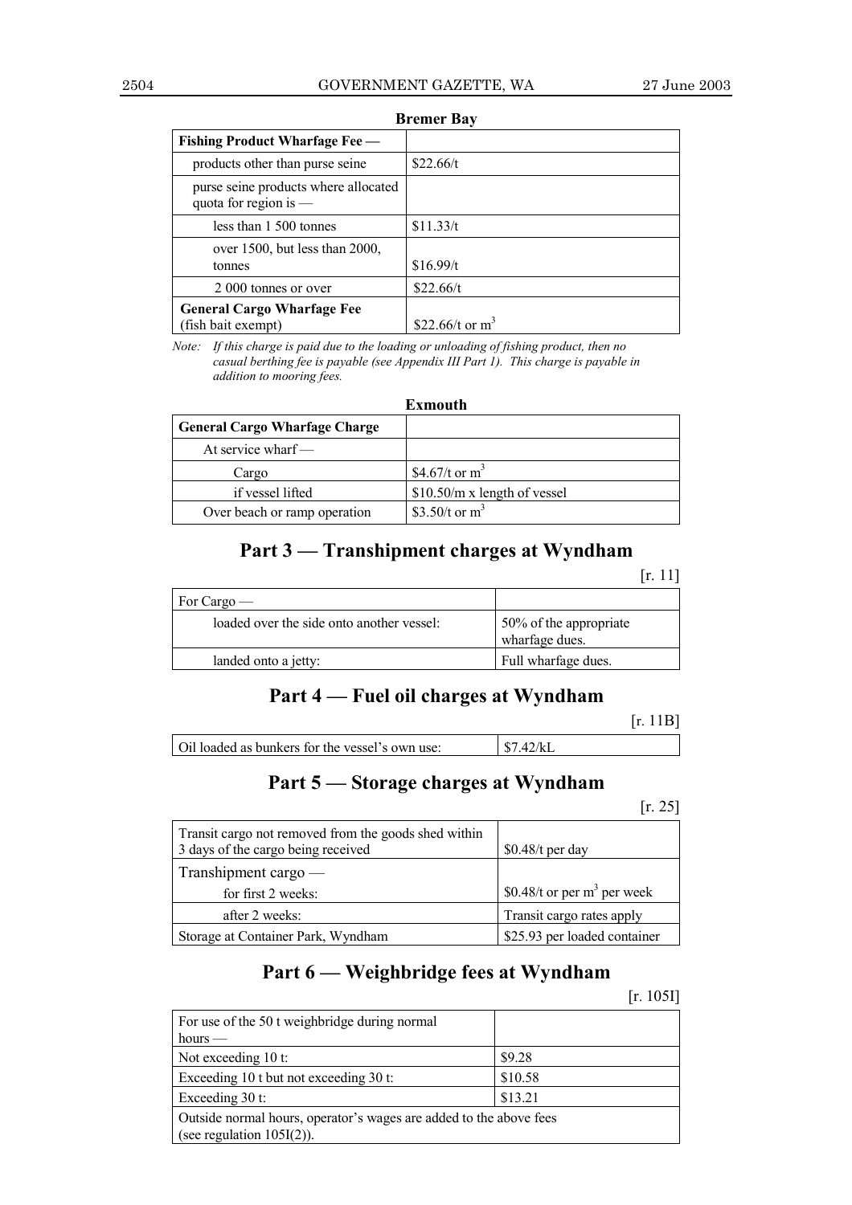**Bremer Bay**

| Fishing Product Wharfage Fee — | |
|---|---|
| products other than purse seine | \$22.66/t |
| purse seine products where allocated quota for region is — | |
| less than 1 500 tonnes | \$11.33/t |
| over 1500, but less than 2000, tonnes | \$16.99/t |
| 2 000 tonnes or over | \$22.66/t |
| **General Cargo Wharfage Fee** (fish bait exempt) | \$22.66/t or $m^3$ |

*Note: If this charge is paid due to the loading or unloading of fishing product, then no casual berthing fee is payable (see Appendix III Part 1). This charge is payable in addition to mooring fees.*

**Exmouth**

| General Cargo Wharfage Charge | |
|---|---|
| At service wharf — | |
| Cargo | \$4.67/t or $m^3$ |
| if vessel lifted | \$10.50/m x length of vessel |
| Over beach or ramp operation | \$3.50/t or $m^3$ |

## Part 3 — Transhipment charges at Wyndham

[r. 11]

| For Cargo — | |
|---|---|
| loaded over the side onto another vessel: | 50% of the appropriate wharfage dues. |
| landed onto a jetty: | Full wharfage dues. |

## Part 4 — Fuel oil charges at Wyndham

[r. 11B]

| Oil loaded as bunkers for the vessel's own use: | \$7.42/kL |
|---|---|

## Part 5 — Storage charges at Wyndham

[r. 25]

| Transit cargo not removed from the goods shed within 3 days of the cargo being received | \$0.48/t per day |
|---|---|
| Transhipment cargo — | |
| for first 2 weeks: | \$0.48/t or per $m^3$ per week |
| after 2 weeks: | Transit cargo rates apply |
| Storage at Container Park, Wyndham | \$25.93 per loaded container |

## Part 6 — Weighbridge fees at Wyndham

[r. 105I]

| For use of the 50 t weighbridge during normal hours — | |
|---|---|
| Not exceeding 10 t: | \$9.28 |
| Exceeding 10 t but not exceeding 30 t: | \$10.58 |
| Exceeding 30 t: | \$13.21 |
| Outside normal hours, operator's wages are added to the above fees (see regulation 105I(2)). | |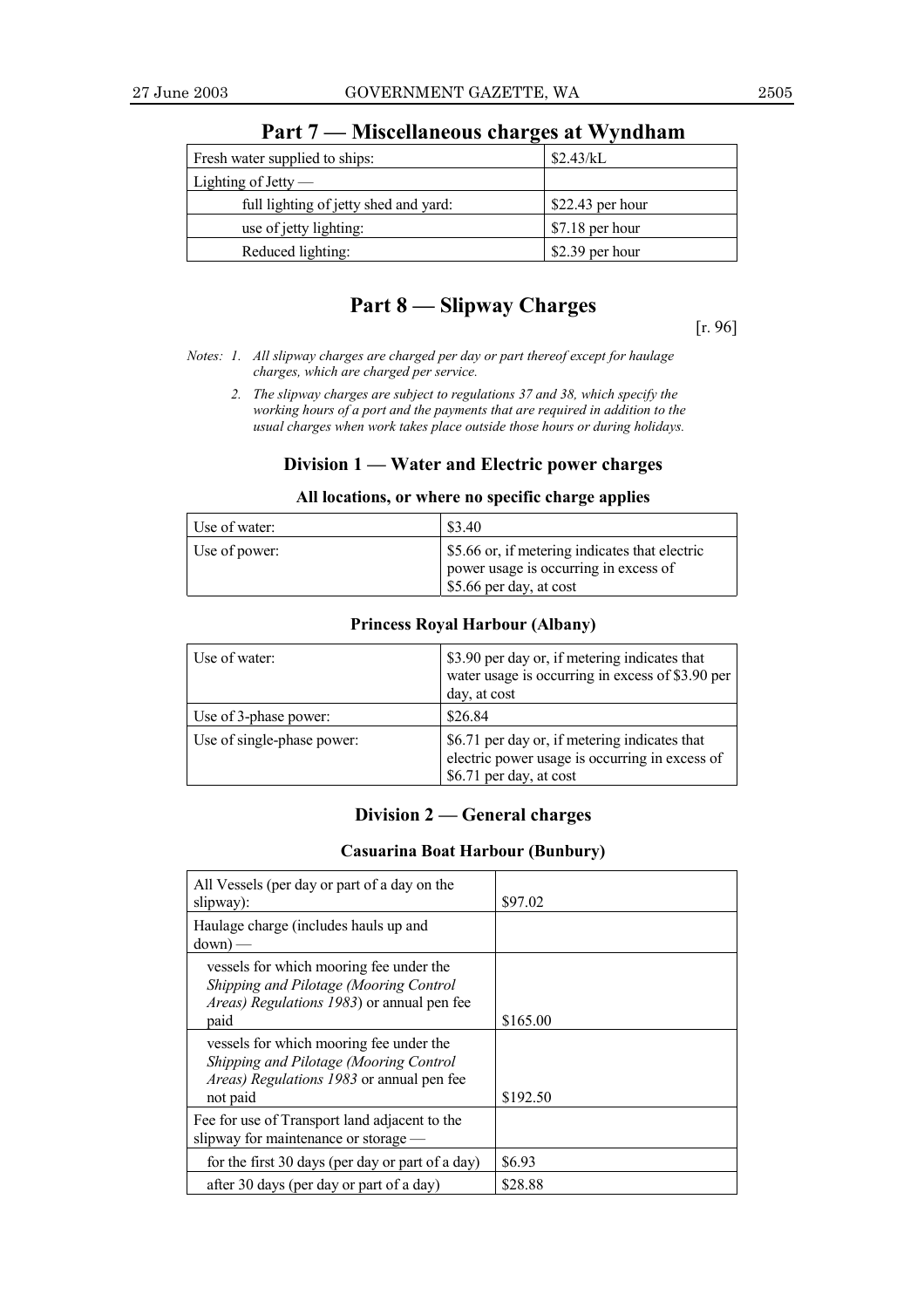## Part 7 — Miscellaneous charges at Wyndham

| | |
|---|---|
| Fresh water supplied to ships: | $2.43/kL |
| Lighting of Jetty — | |
| full lighting of jetty shed and yard: | $22.43 per hour |
| use of jetty lighting: | $7.18 per hour |
| Reduced lighting: | $2.39 per hour |

## Part 8 — Slipway Charges

[r. 96]

*Notes: 1. All slipway charges are charged per day or part thereof except for haulage charges, which are charged per service.*

*2. The slipway charges are subject to regulations 37 and 38, which specify the working hours of a port and the payments that are required in addition to the usual charges when work takes place outside those hours or during holidays.*

### Division 1 — Water and Electric power charges

#### All locations, or where no specific charge applies

| | |
|---|---|
| Use of water: | $3.40 |
| Use of power: | $5.66 or, if metering indicates that electric power usage is occurring in excess of $5.66 per day, at cost |

#### Princess Royal Harbour (Albany)

| | |
|---|---|
| Use of water: | $3.90 per day or, if metering indicates that water usage is occurring in excess of $3.90 per day, at cost |
| Use of 3-phase power: | $26.84 |
| Use of single-phase power: | $6.71 per day or, if metering indicates that electric power usage is occurring in excess of $6.71 per day, at cost |

### Division 2 — General charges

#### Casuarina Boat Harbour (Bunbury)

| | |
|---|---|
| All Vessels (per day or part of a day on the slipway): | $97.02 |
| Haulage charge (includes hauls up and down) — | |
| vessels for which mooring fee under the *Shipping and Pilotage (Mooring Control Areas) Regulations 1983*) or annual pen fee paid | $165.00 |
| vessels for which mooring fee under the *Shipping and Pilotage (Mooring Control Areas) Regulations 1983* or annual pen fee not paid | $192.50 |
| Fee for use of Transport land adjacent to the slipway for maintenance or storage — | |
| for the first 30 days (per day or part of a day) | $6.93 |
| after 30 days (per day or part of a day) | $28.88 |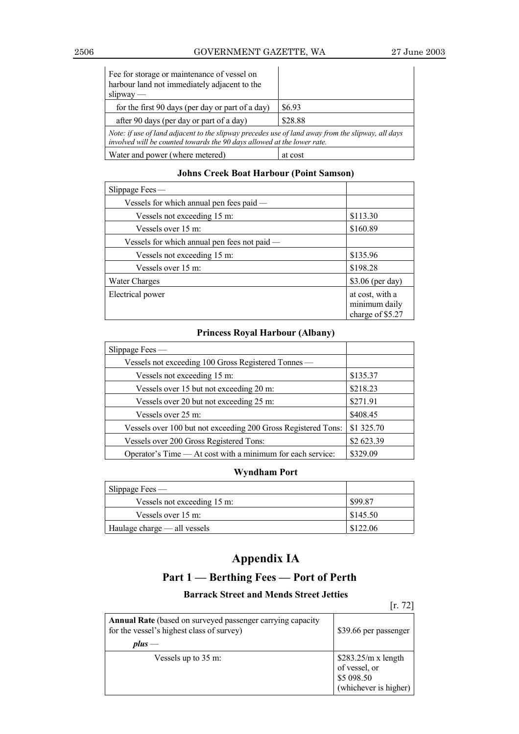| | |
|---|---|
| Fee for storage or maintenance of vessel on harbour land not immediately adjacent to the slipway — | |
| for the first 90 days (per day or part of a day) | $6.93 |
| after 90 days (per day or part of a day) | $28.88 |
| *Note: if use of land adjacent to the slipway precedes use of land away from the slipway, all days involved will be counted towards the 90 days allowed at the lower rate.* | |
| Water and power (where metered) | at cost |

**Johns Creek Boat Harbour (Point Samson)**

| | |
|---|---|
| Slippage Fees — | |
| Vessels for which annual pen fees paid — | |
| Vessels not exceeding 15 m: | $113.30 |
| Vessels over 15 m: | $160.89 |
| Vessels for which annual pen fees not paid — | |
| Vessels not exceeding 15 m: | $135.96 |
| Vessels over 15 m: | $198.28 |
| Water Charges | $3.06 (per day) |
| Electrical power | at cost, with a minimum daily charge of $5.27 |

**Princess Royal Harbour (Albany)**

| | |
|---|---|
| Slippage Fees — | |
| Vessels not exceeding 100 Gross Registered Tonnes — | |
| Vessels not exceeding 15 m: | $135.37 |
| Vessels over 15 but not exceeding 20 m: | $218.23 |
| Vessels over 20 but not exceeding 25 m: | $271.91 |
| Vessels over 25 m: | $408.45 |
| Vessels over 100 but not exceeding 200 Gross Registered Tons: | $1 325.70 |
| Vessels over 200 Gross Registered Tons: | $2 623.39 |
| Operator's Time — At cost with a minimum for each service: | $329.09 |

**Wyndham Port**

| | |
|---|---|
| Slippage Fees — | |
| Vessels not exceeding 15 m: | $99.87 |
| Vessels over 15 m: | $145.50 |
| Haulage charge — all vessels | $122.06 |

# Appendix IA

## Part 1 — Berthing Fees — Port of Perth

### Barrack Street and Mends Street Jetties

[r. 72]

| | |
|---|---|
| **Annual Rate** (based on surveyed passenger carrying capacity for the vessel's highest class of survey) ***plus*** — | $39.66 per passenger |
| Vessels up to 35 m: | $283.25/m x length of vessel, or $5 098.50 (whichever is higher) |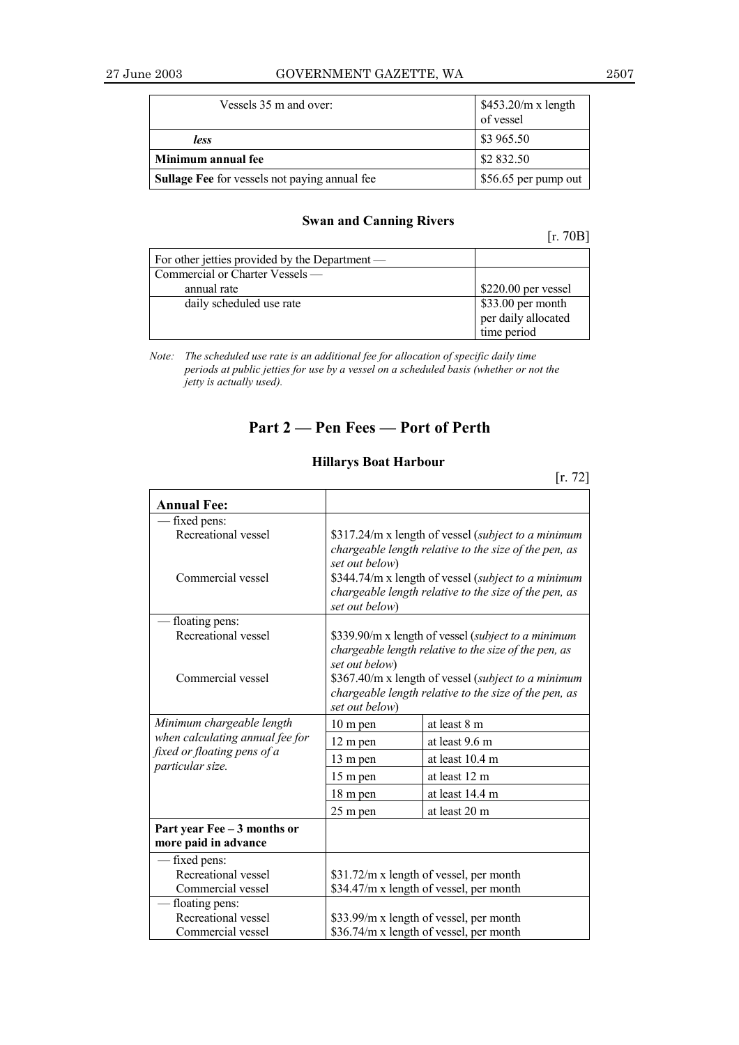| Vessels 35 m and over: | $453.20/m x length of vessel |
|---|---|
| ***less*** | $3 965.50 |
| **Minimum annual fee** | $2 832.50 |
| **Sullage Fee** for vessels not paying annual fee | $56.65 per pump out |

### Swan and Canning Rivers

[r. 70B]

| For other jetties provided by the Department — | |
|---|---|
| Commercial or Charter Vessels — annual rate | $220.00 per vessel |
| daily scheduled use rate | $33.00 per month per daily allocated time period |

*Note: The scheduled use rate is an additional fee for allocation of specific daily time periods at public jetties for use by a vessel on a scheduled basis (whether or not the jetty is actually used).*

## Part 2 — Pen Fees — Port of Perth

### Hillarys Boat Harbour

[r. 72]

| **Annual Fee:** | | |
|---|---|---|
| — fixed pens: Recreational vessel | $317.24/m x length of vessel (*subject to a minimum chargeable length relative to the size of the pen, as set out below*) | |
| Commercial vessel | $344.74/m x length of vessel (*subject to a minimum chargeable length relative to the size of the pen, as set out below*) | |
| — floating pens: Recreational vessel | $339.90/m x length of vessel (*subject to a minimum chargeable length relative to the size of the pen, as set out below*) | |
| Commercial vessel | $367.40/m x length of vessel (*subject to a minimum chargeable length relative to the size of the pen, as set out below*) | |
| *Minimum chargeable length when calculating annual fee for fixed or floating pens of a particular size.* | 10 m pen | at least 8 m |
| | 12 m pen | at least 9.6 m |
| | 13 m pen | at least 10.4 m |
| | 15 m pen | at least 12 m |
| | 18 m pen | at least 14.4 m |
| | 25 m pen | at least 20 m |
| **Part year Fee – 3 months or more paid in advance** | | |
| — fixed pens: Recreational vessel | $31.72/m x length of vessel, per month | |
| Commercial vessel | $34.47/m x length of vessel, per month | |
| — floating pens: Recreational vessel | $33.99/m x length of vessel, per month | |
| Commercial vessel | $36.74/m x length of vessel, per month | |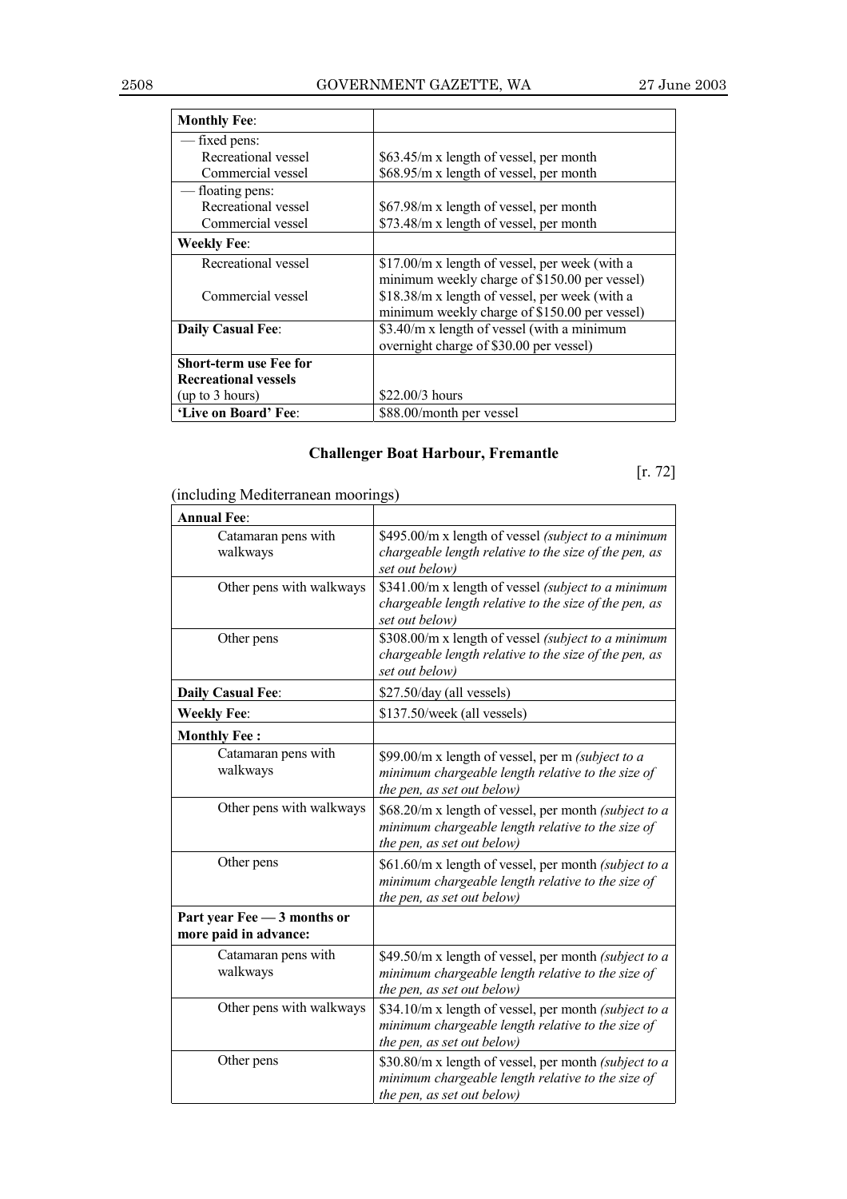| **Monthly Fee**: | |
|---|---|
| — fixed pens: | |
| Recreational vessel | $63.45/m x length of vessel, per month |
| Commercial vessel | $68.95/m x length of vessel, per month |
| — floating pens: | |
| Recreational vessel | $67.98/m x length of vessel, per month |
| Commercial vessel | $73.48/m x length of vessel, per month |
| **Weekly Fee**: | |
| Recreational vessel | $17.00/m x length of vessel, per week (with a minimum weekly charge of $150.00 per vessel) |
| Commercial vessel | $18.38/m x length of vessel, per week (with a minimum weekly charge of $150.00 per vessel) |
| **Daily Casual Fee**: | $3.40/m x length of vessel (with a minimum overnight charge of $30.00 per vessel) |
| **Short-term use Fee for Recreational vessels** (up to 3 hours) | $22.00/3 hours |
| **'Live on Board' Fee**: | $88.00/month per vessel |

### Challenger Boat Harbour, Fremantle

[r. 72]

(including Mediterranean moorings)

| **Annual Fee**: | |
|---|---|
| Catamaran pens with walkways | $495.00/m x length of vessel *(subject to a minimum chargeable length relative to the size of the pen, as set out below)* |
| Other pens with walkways | $341.00/m x length of vessel *(subject to a minimum chargeable length relative to the size of the pen, as set out below)* |
| Other pens | $308.00/m x length of vessel *(subject to a minimum chargeable length relative to the size of the pen, as set out below)* |
| **Daily Casual Fee**: | $27.50/day (all vessels) |
| **Weekly Fee**: | $137.50/week (all vessels) |
| **Monthly Fee :** | |
| Catamaran pens with walkways | $99.00/m x length of vessel, per m *(subject to a minimum chargeable length relative to the size of the pen, as set out below)* |
| Other pens with walkways | $68.20/m x length of vessel, per month *(subject to a minimum chargeable length relative to the size of the pen, as set out below)* |
| Other pens | $61.60/m x length of vessel, per month *(subject to a minimum chargeable length relative to the size of the pen, as set out below)* |
| **Part year Fee — 3 months or more paid in advance:** | |
| Catamaran pens with walkways | $49.50/m x length of vessel, per month *(subject to a minimum chargeable length relative to the size of the pen, as set out below)* |
| Other pens with walkways | $34.10/m x length of vessel, per month *(subject to a minimum chargeable length relative to the size of the pen, as set out below)* |
| Other pens | $30.80/m x length of vessel, per month *(subject to a minimum chargeable length relative to the size of the pen, as set out below)* |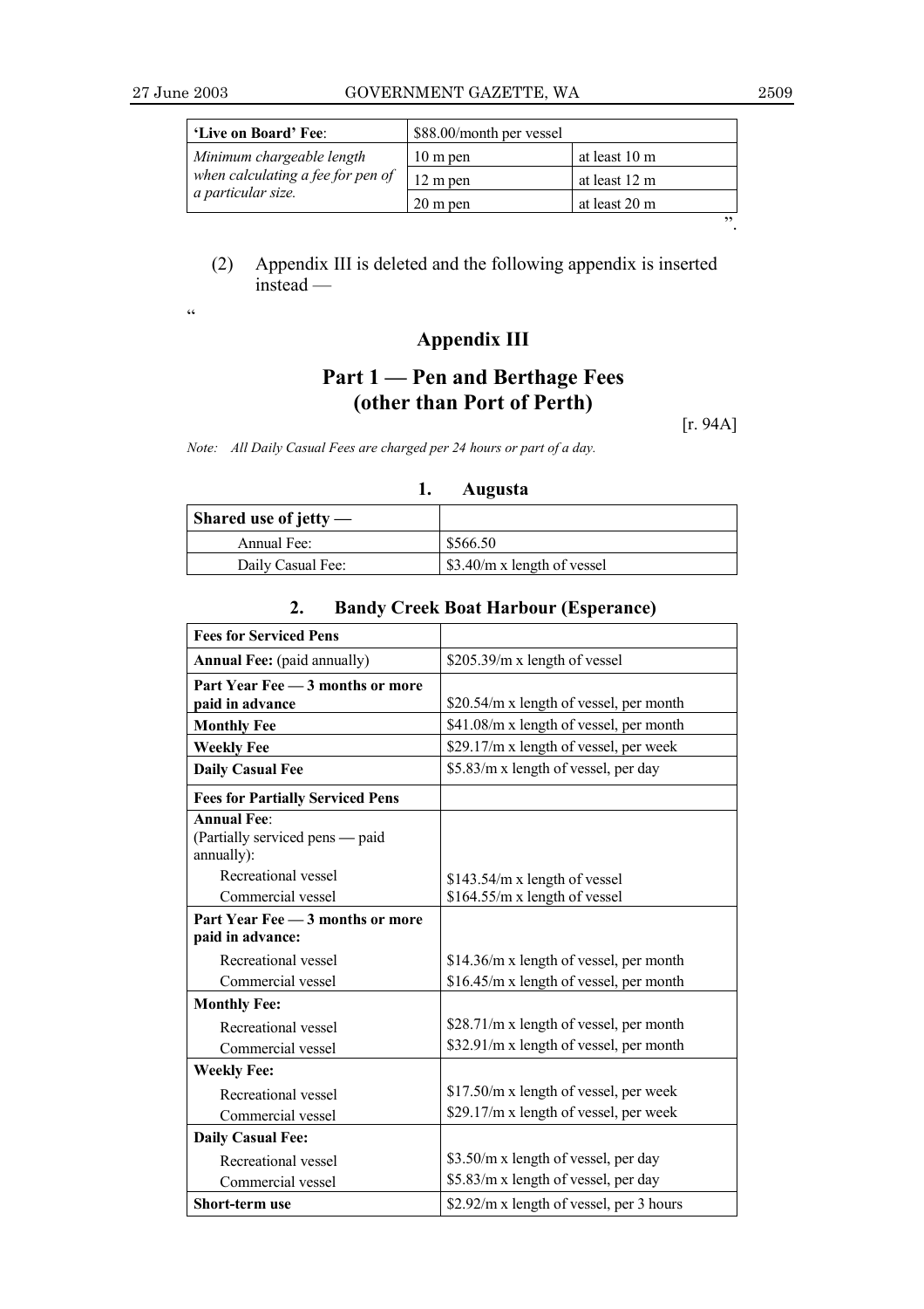| 'Live on Board' Fee: | $88.00/month per vessel | |
|---|---|---|
| *Minimum chargeable length when calculating a fee for pen of a particular size.* | 10 m pen | at least 10 m |
| | 12 m pen | at least 12 m |
| | 20 m pen | at least 20 m |

".

(2) Appendix III is deleted and the following appendix is inserted instead —

"

## Appendix III

## Part 1 — Pen and Berthage Fees (other than Port of Perth)

[r. 94A]

*Note: All Daily Casual Fees are charged per 24 hours or part of a day.*

### 1. Augusta

| Shared use of jetty — | |
|---|---|
| Annual Fee: | $566.50 |
| Daily Casual Fee: | $3.40/m x length of vessel |

### 2. Bandy Creek Boat Harbour (Esperance)

| Fees for Serviced Pens | |
|---|---|
| **Annual Fee:** (paid annually) | $205.39/m x length of vessel |
| **Part Year Fee — 3 months or more paid in advance** | $20.54/m x length of vessel, per month |
| **Monthly Fee** | $41.08/m x length of vessel, per month |
| **Weekly Fee** | $29.17/m x length of vessel, per week |
| **Daily Casual Fee** | $5.83/m x length of vessel, per day |
| **Fees for Partially Serviced Pens** | |
| **Annual Fee**: (Partially serviced pens — paid annually): | |
| Recreational vessel | $143.54/m x length of vessel |
| Commercial vessel | $164.55/m x length of vessel |
| **Part Year Fee — 3 months or more paid in advance:** | |
| Recreational vessel | $14.36/m x length of vessel, per month |
| Commercial vessel | $16.45/m x length of vessel, per month |
| **Monthly Fee:** | |
| Recreational vessel | $28.71/m x length of vessel, per month |
| Commercial vessel | $32.91/m x length of vessel, per month |
| **Weekly Fee:** | |
| Recreational vessel | $17.50/m x length of vessel, per week |
| Commercial vessel | $29.17/m x length of vessel, per week |
| **Daily Casual Fee:** | |
| Recreational vessel | $3.50/m x length of vessel, per day |
| Commercial vessel | $5.83/m x length of vessel, per day |
| **Short-term use** | $2.92/m x length of vessel, per 3 hours |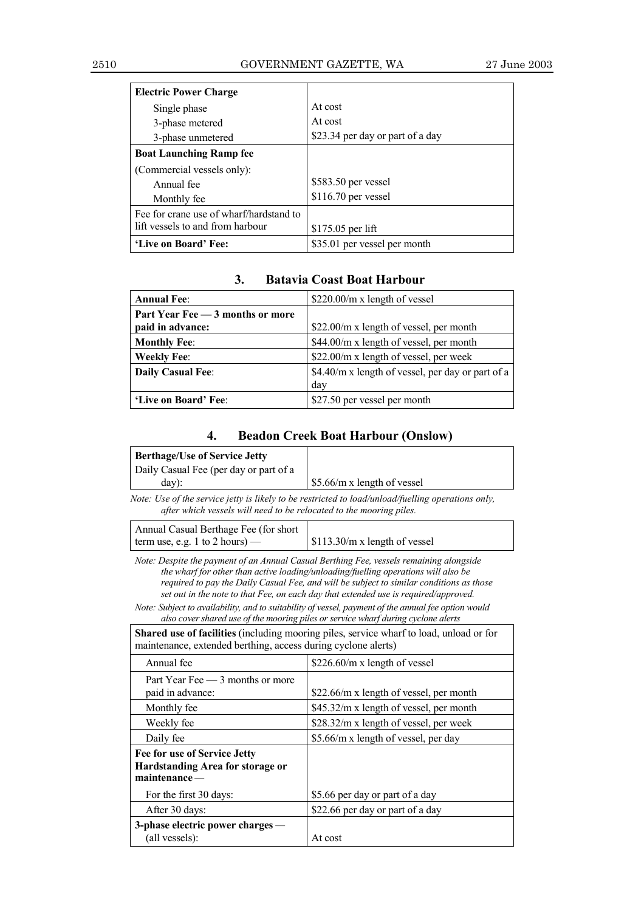| **Electric Power Charge** | |
|---|---|
| Single phase | At cost |
| 3-phase metered | At cost |
| 3-phase unmetered | $23.34 per day or part of a day |
| **Boat Launching Ramp fee** | |
| (Commercial vessels only): | |
| Annual fee | $583.50 per vessel |
| Monthly fee | $116.70 per vessel |
| Fee for crane use of wharf/hardstand to lift vessels to and from harbour | $175.05 per lift |
| **'Live on Board' Fee:** | $35.01 per vessel per month |

## 3. Batavia Coast Boat Harbour

| **Annual Fee**: | $220.00/m x length of vessel |
|---|---|
| **Part Year Fee — 3 months or more paid in advance:** | $22.00/m x length of vessel, per month |
| **Monthly Fee**: | $44.00/m x length of vessel, per month |
| **Weekly Fee**: | $22.00/m x length of vessel, per week |
| **Daily Casual Fee**: | $4.40/m x length of vessel, per day or part of a day |
| **'Live on Board' Fee**: | $27.50 per vessel per month |

## 4. Beadon Creek Boat Harbour (Onslow)

| **Berthage/Use of Service Jetty** | |
|---|---|
| Daily Casual Fee (per day or part of a day): | $5.66/m x length of vessel |

*Note: Use of the service jetty is likely to be restricted to load/unload/fuelling operations only, after which vessels will need to be relocated to the mooring piles.*

| Annual Casual Berthage Fee (for short term use, e.g. 1 to 2 hours) — | $113.30/m x length of vessel |
|---|---|

*Note: Despite the payment of an Annual Casual Berthing Fee, vessels remaining alongside the wharf for other than active loading/unloading/fuelling operations will also be required to pay the Daily Casual Fee, and will be subject to similar conditions as those set out in the note to that Fee, on each day that extended use is required/approved.*

*Note: Subject to availability, and to suitability of vessel, payment of the annual fee option would also cover shared use of the mooring piles or service wharf during cyclone alerts*

| **Shared use of facilities** (including mooring piles, service wharf to load, unload or for maintenance, extended berthing, access during cyclone alerts) | |
|---|---|
| Annual fee | $226.60/m x length of vessel |
| Part Year Fee — 3 months or more paid in advance: | $22.66/m x length of vessel, per month |
| Monthly fee | $45.32/m x length of vessel, per month |
| Weekly fee | $28.32/m x length of vessel, per week |
| Daily fee | $5.66/m x length of vessel, per day |
| **Fee for use of Service Jetty Hardstanding Area for storage or maintenance** — | |
| For the first 30 days: | $5.66 per day or part of a day |
| After 30 days: | $22.66 per day or part of a day |
| **3-phase electric power charges** — (all vessels): | At cost |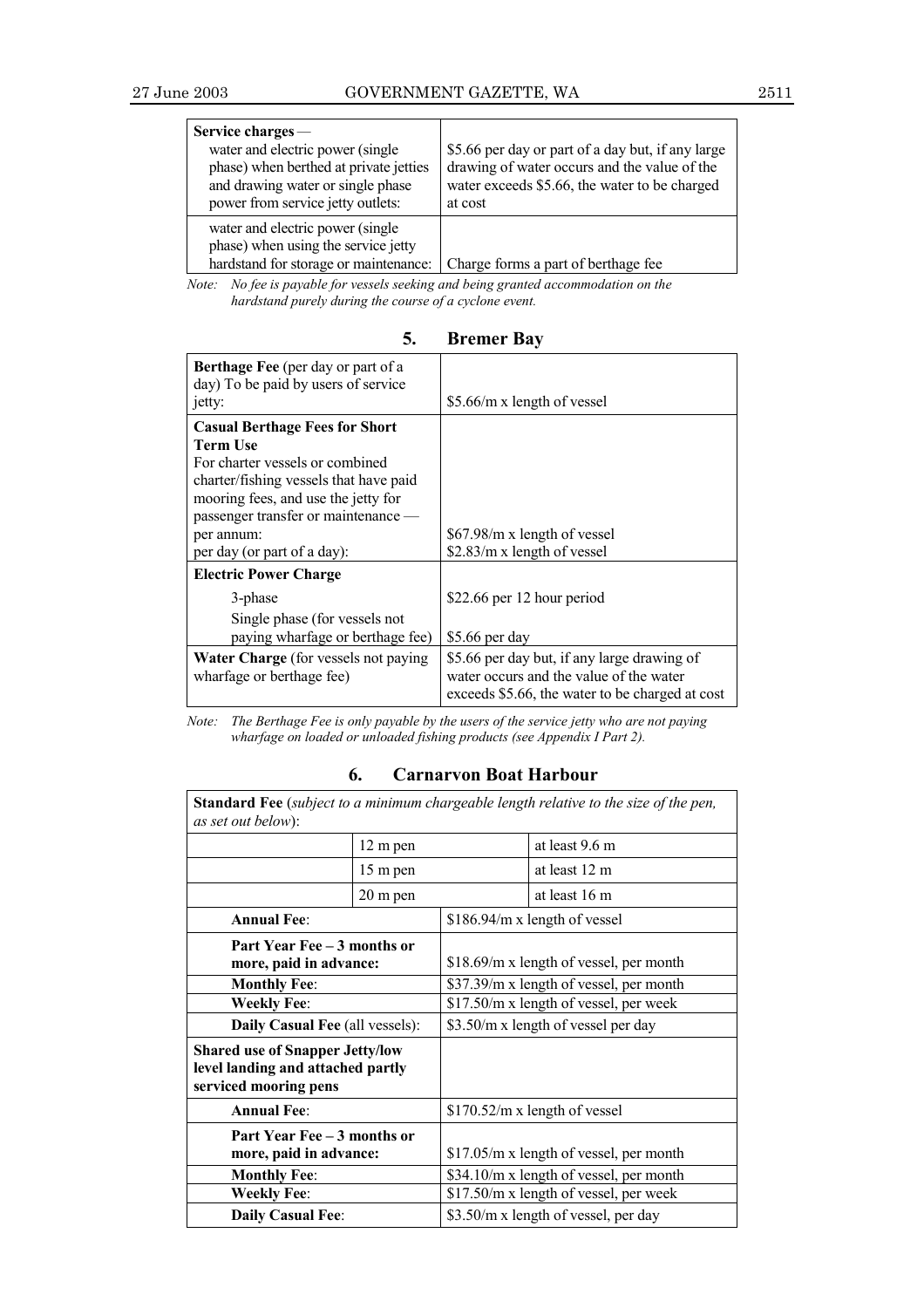| Service charges — | |
|---|---|
| water and electric power (single phase) when berthed at private jetties and drawing water or single phase power from service jetty outlets: | $5.66 per day or part of a day but, if any large drawing of water occurs and the value of the water exceeds $5.66, the water to be charged at cost |
| water and electric power (single phase) when using the service jetty hardstand for storage or maintenance: | Charge forms a part of berthage fee |

*Note: No fee is payable for vessels seeking and being granted accommodation on the hardstand purely during the course of a cyclone event.*

## 5. Bremer Bay

| | |
|---|---|
| **Berthage Fee** (per day or part of a day) To be paid by users of service jetty: | $5.66/m x length of vessel |
| **Casual Berthage Fees for Short Term Use**<br>For charter vessels or combined charter/fishing vessels that have paid mooring fees, and use the jetty for passenger transfer or maintenance —<br>per annum:<br>per day (or part of a day): | <br><br><br><br>$67.98/m x length of vessel<br>$2.83/m x length of vessel |
| **Electric Power Charge** | |
| 3-phase | $22.66 per 12 hour period |
| Single phase (for vessels not paying wharfage or berthage fee) | $5.66 per day |
| **Water Charge** (for vessels not paying wharfage or berthage fee) | $5.66 per day but, if any large drawing of water occurs and the value of the water exceeds $5.66, the water to be charged at cost |

*Note: The Berthage Fee is only payable by the users of the service jetty who are not paying wharfage on loaded or unloaded fishing products (see Appendix I Part 2).*

## 6. Carnarvon Boat Harbour

| **Standard Fee** (*subject to a minimum chargeable length relative to the size of the pen, as set out below*): | | |
|---|---|---|
| | 12 m pen | at least 9.6 m |
| | 15 m pen | at least 12 m |
| | 20 m pen | at least 16 m |
| **Annual Fee**: | $186.94/m x length of vessel | |
| **Part Year Fee – 3 months or more, paid in advance:** | $18.69/m x length of vessel, per month | |
| **Monthly Fee**: | $37.39/m x length of vessel, per month | |
| **Weekly Fee**: | $17.50/m x length of vessel, per week | |
| **Daily Casual Fee** (all vessels): | $3.50/m x length of vessel per day | |
| **Shared use of Snapper Jetty/low level landing and attached partly serviced mooring pens** | | |
| **Annual Fee**: | $170.52/m x length of vessel | |
| **Part Year Fee – 3 months or more, paid in advance:** | $17.05/m x length of vessel, per month | |
| **Monthly Fee**: | $34.10/m x length of vessel, per month | |
| **Weekly Fee**: | $17.50/m x length of vessel, per week | |
| **Daily Casual Fee**: | $3.50/m x length of vessel, per day | |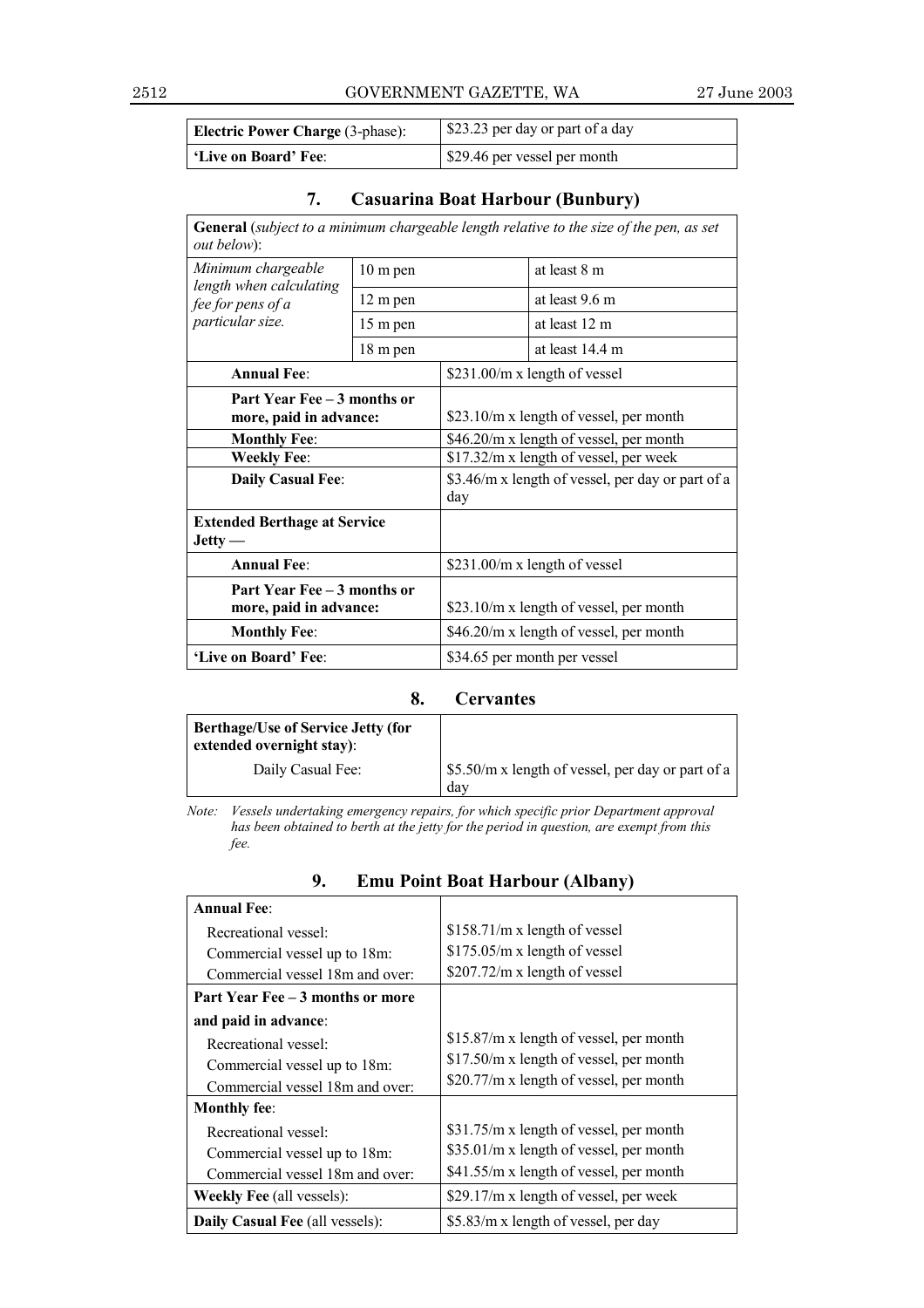| **Electric Power Charge** (3-phase): | $23.23 per day or part of a day |
| --- | --- |
| **'Live on Board' Fee**: | $29.46 per vessel per month |

## 7. Casuarina Boat Harbour (Bunbury)

| **General** (*subject to a minimum chargeable length relative to the size of the pen, as set out below*): | | |
| --- | --- | --- |
| *Minimum chargeable length when calculating fee for pens of a particular size.* | 10 m pen | at least 8 m |
| | 12 m pen | at least 9.6 m |
| | 15 m pen | at least 12 m |
| | 18 m pen | at least 14.4 m |
| **Annual Fee**: | | $231.00/m x length of vessel |
| **Part Year Fee – 3 months or more, paid in advance:** | | $23.10/m x length of vessel, per month |
| **Monthly Fee**: | | $46.20/m x length of vessel, per month |
| **Weekly Fee**: | | $17.32/m x length of vessel, per week |
| **Daily Casual Fee**: | | $3.46/m x length of vessel, per day or part of a day |
| **Extended Berthage at Service Jetty —** | | |
| **Annual Fee**: | | $231.00/m x length of vessel |
| **Part Year Fee – 3 months or more, paid in advance:** | | $23.10/m x length of vessel, per month |
| **Monthly Fee**: | | $46.20/m x length of vessel, per month |
| **'Live on Board' Fee**: | | $34.65 per month per vessel |

## 8. Cervantes

| **Berthage/Use of Service Jetty (for extended overnight stay)**: | |
| --- | --- |
| Daily Casual Fee: | $5.50/m x length of vessel, per day or part of a day |

*Note: Vessels undertaking emergency repairs, for which specific prior Department approval has been obtained to berth at the jetty for the period in question, are exempt from this fee.*

## 9. Emu Point Boat Harbour (Albany)

| **Annual Fee**: | |
| --- | --- |
| Recreational vessel: | $158.71/m x length of vessel |
| Commercial vessel up to 18m: | $175.05/m x length of vessel |
| Commercial vessel 18m and over: | $207.72/m x length of vessel |
| **Part Year Fee – 3 months or more and paid in advance**: | |
| Recreational vessel: | $15.87/m x length of vessel, per month |
| Commercial vessel up to 18m: | $17.50/m x length of vessel, per month |
| Commercial vessel 18m and over: | $20.77/m x length of vessel, per month |
| **Monthly fee**: | |
| Recreational vessel: | $31.75/m x length of vessel, per month |
| Commercial vessel up to 18m: | $35.01/m x length of vessel, per month |
| Commercial vessel 18m and over: | $41.55/m x length of vessel, per month |
| **Weekly Fee** (all vessels): | $29.17/m x length of vessel, per week |
| **Daily Casual Fee** (all vessels): | $5.83/m x length of vessel, per day |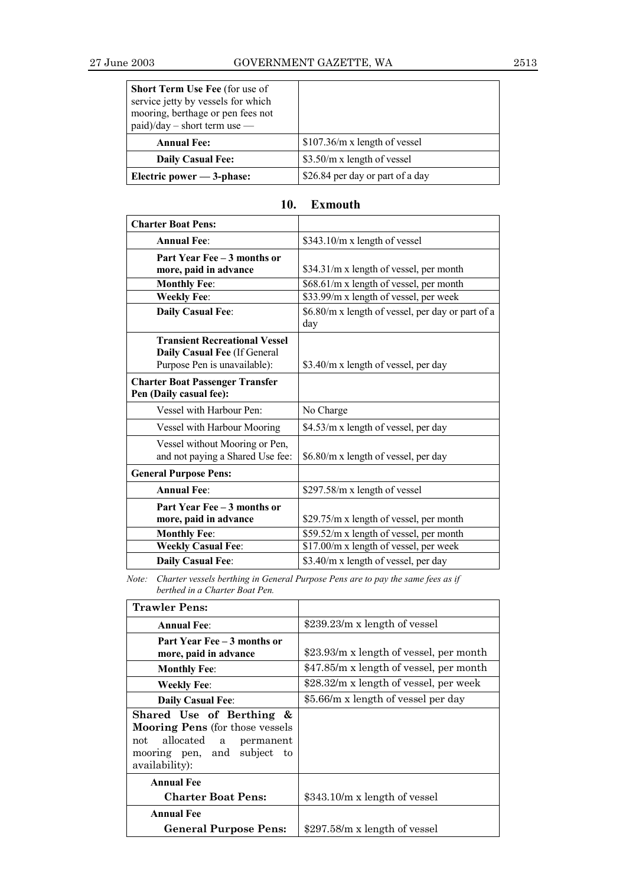| **Short Term Use Fee** (for use of service jetty by vessels for which mooring, berthage or pen fees not paid)/day – short term use — | |
|---|---|
| **Annual Fee:** | $107.36/m x length of vessel |
| **Daily Casual Fee:** | $3.50/m x length of vessel |
| **Electric power — 3-phase:** | $26.84 per day or part of a day |

## 10. Exmouth

| **Charter Boat Pens:** | |
|---|---|
| **Annual Fee**: | $343.10/m x length of vessel |
| **Part Year Fee – 3 months or more, paid in advance** | $34.31/m x length of vessel, per month |
| **Monthly Fee**: | $68.61/m x length of vessel, per month |
| **Weekly Fee**: | $33.99/m x length of vessel, per week |
| **Daily Casual Fee**: | $6.80/m x length of vessel, per day or part of a day |
| **Transient Recreational Vessel Daily Casual Fee** (If General Purpose Pen is unavailable): | $3.40/m x length of vessel, per day |
| **Charter Boat Passenger Transfer Pen (Daily casual fee):** | |
| Vessel with Harbour Pen: | No Charge |
| Vessel with Harbour Mooring | $4.53/m x length of vessel, per day |
| Vessel without Mooring or Pen, and not paying a Shared Use fee: | $6.80/m x length of vessel, per day |
| **General Purpose Pens:** | |
| **Annual Fee**: | $297.58/m x length of vessel |
| **Part Year Fee – 3 months or more, paid in advance** | $29.75/m x length of vessel, per month |
| **Monthly Fee**: | $59.52/m x length of vessel, per month |
| **Weekly Casual Fee**: | $17.00/m x length of vessel, per week |
| **Daily Casual Fee**: | $3.40/m x length of vessel, per day |

*Note: Charter vessels berthing in General Purpose Pens are to pay the same fees as if berthed in a Charter Boat Pen.*

| **Trawler Pens:** | |
|---|---|
| **Annual Fee**: | $239.23/m x length of vessel |
| **Part Year Fee – 3 months or more, paid in advance** | $23.93/m x length of vessel, per month |
| **Monthly Fee**: | $47.85/m x length of vessel, per month |
| **Weekly Fee**: | $28.32/m x length of vessel, per week |
| **Daily Casual Fee**: | $5.66/m x length of vessel per day |
| **Shared Use of Berthing & Mooring Pens** (for those vessels not allocated a permanent mooring pen, and subject to availability): | |
| **Annual Fee Charter Boat Pens:** | $343.10/m x length of vessel |
| **Annual Fee General Purpose Pens:** | $297.58/m x length of vessel |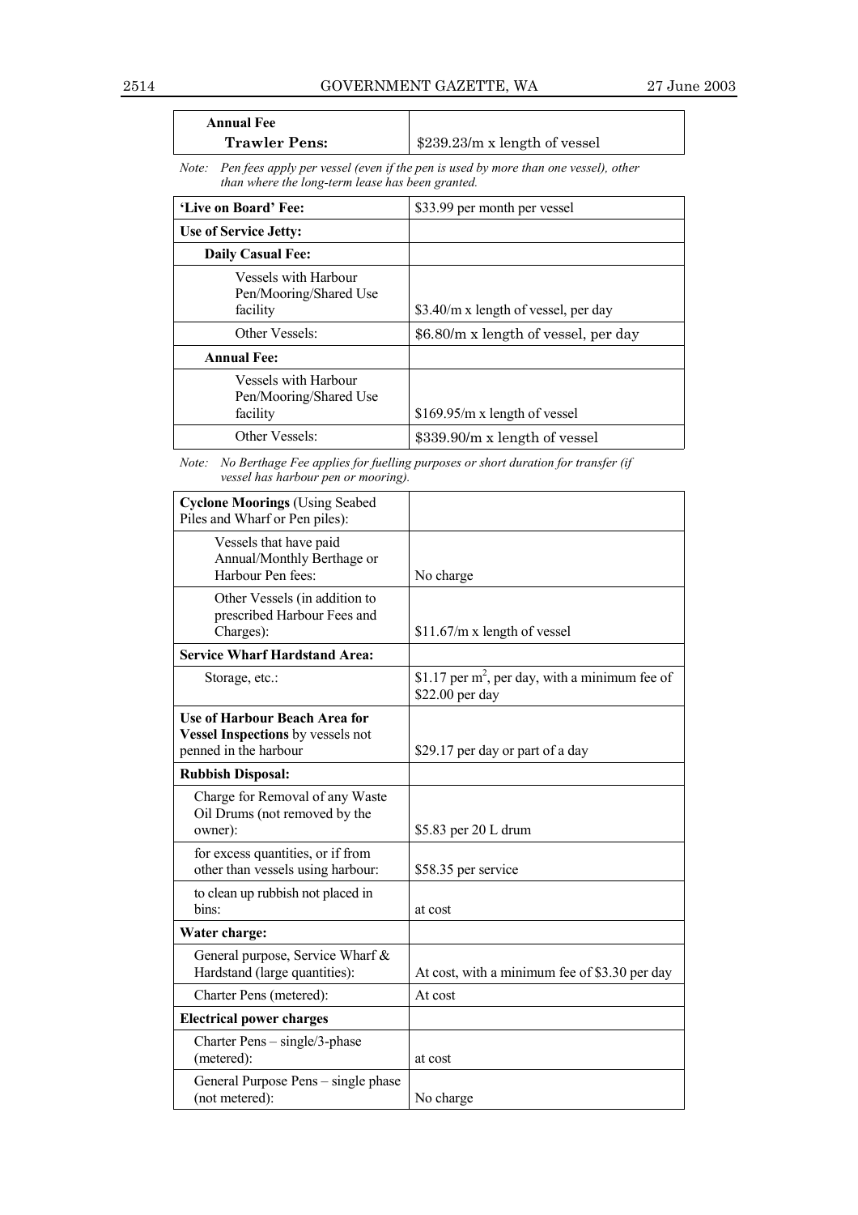| **Annual Fee** | |
|---|---|
| **Trawler Pens:** | $239.23/m x length of vessel |

*Note: Pen fees apply per vessel (even if the pen is used by more than one vessel), other than where the long-term lease has been granted.*

| **'Live on Board' Fee:** | $33.99 per month per vessel |
|---|---|
| **Use of Service Jetty:** | |
| **Daily Casual Fee:** | |
| Vessels with Harbour Pen/Mooring/Shared Use facility | $3.40/m x length of vessel, per day |
| Other Vessels: | $6.80/m x length of vessel, per day |
| **Annual Fee:** | |
| Vessels with Harbour Pen/Mooring/Shared Use facility | $169.95/m x length of vessel |
| Other Vessels: | $339.90/m x length of vessel |

*Note: No Berthage Fee applies for fuelling purposes or short duration for transfer (if vessel has harbour pen or mooring).*

| **Cyclone Moorings** (Using Seabed Piles and Wharf or Pen piles): | |
|---|---|
| Vessels that have paid Annual/Monthly Berthage or Harbour Pen fees: | No charge |
| Other Vessels (in addition to prescribed Harbour Fees and Charges): | $11.67/m x length of vessel |
| **Service Wharf Hardstand Area:** | |
| Storage, etc.: | $1.17 per m$^2$, per day, with a minimum fee of $22.00 per day |
| **Use of Harbour Beach Area for Vessel Inspections** by vessels not penned in the harbour | $29.17 per day or part of a day |
| **Rubbish Disposal:** | |
| Charge for Removal of any Waste Oil Drums (not removed by the owner): | $5.83 per 20 L drum |
| for excess quantities, or if from other than vessels using harbour: | $58.35 per service |
| to clean up rubbish not placed in bins: | at cost |
| **Water charge:** | |
| General purpose, Service Wharf & Hardstand (large quantities): | At cost, with a minimum fee of $3.30 per day |
| Charter Pens (metered): | At cost |
| **Electrical power charges** | |
| Charter Pens – single/3-phase (metered): | at cost |
| General Purpose Pens – single phase (not metered): | No charge |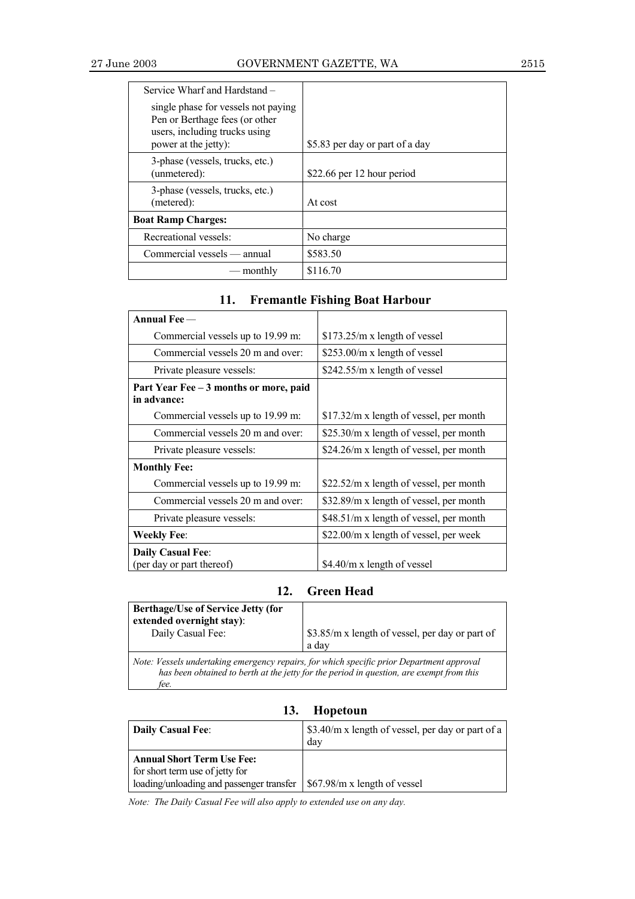| | |
|---|---|
| Service Wharf and Hardstand – single phase for vessels not paying Pen or Berthage fees (or other users, including trucks using power at the jetty): | $5.83 per day or part of a day |
| 3-phase (vessels, trucks, etc.) (unmetered): | $22.66 per 12 hour period |
| 3-phase (vessels, trucks, etc.) (metered): | At cost |
| **Boat Ramp Charges:** | |
| Recreational vessels: | No charge |
| Commercial vessels — annual | $583.50 |
| — monthly | $116.70 |

## 11. Fremantle Fishing Boat Harbour

| | |
|---|---|
| **Annual Fee** — | |
| Commercial vessels up to 19.99 m: | $173.25/m x length of vessel |
| Commercial vessels 20 m and over: | $253.00/m x length of vessel |
| Private pleasure vessels: | $242.55/m x length of vessel |
| **Part Year Fee – 3 months or more, paid in advance:** | |
| Commercial vessels up to 19.99 m: | $17.32/m x length of vessel, per month |
| Commercial vessels 20 m and over: | $25.30/m x length of vessel, per month |
| Private pleasure vessels: | $24.26/m x length of vessel, per month |
| **Monthly Fee:** | |
| Commercial vessels up to 19.99 m: | $22.52/m x length of vessel, per month |
| Commercial vessels 20 m and over: | $32.89/m x length of vessel, per month |
| Private pleasure vessels: | $48.51/m x length of vessel, per month |
| **Weekly Fee**: | $22.00/m x length of vessel, per week |
| **Daily Casual Fee**: (per day or part thereof) | $4.40/m x length of vessel |

## 12. Green Head

| | |
|---|---|
| **Berthage/Use of Service Jetty (for extended overnight stay)**: Daily Casual Fee: | $3.85/m x length of vessel, per day or part of a day |

*Note: Vessels undertaking emergency repairs, for which specific prior Department approval has been obtained to berth at the jetty for the period in question, are exempt from this fee.*

## 13. Hopetoun

| | |
|---|---|
| **Daily Casual Fee**: | $3.40/m x length of vessel, per day or part of a day |
| **Annual Short Term Use Fee:** for short term use of jetty for loading/unloading and passenger transfer | $67.98/m x length of vessel |

*Note: The Daily Casual Fee will also apply to extended use on any day.*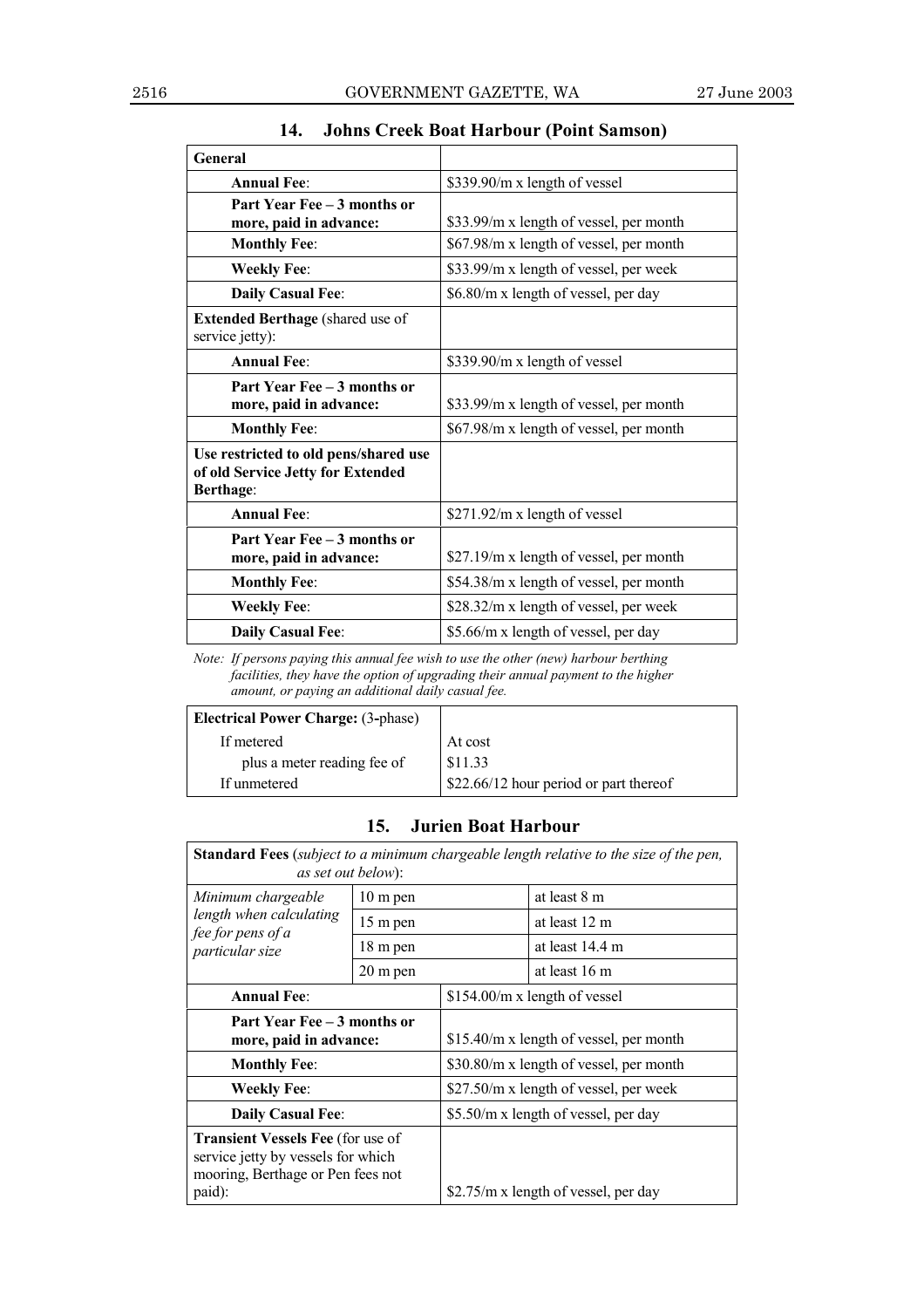## 14. Johns Creek Boat Harbour (Point Samson)

| **General** | |
|---|---|
| **Annual Fee**: | $339.90/m x length of vessel |
| **Part Year Fee – 3 months or more, paid in advance:** | $33.99/m x length of vessel, per month |
| **Monthly Fee**: | $67.98/m x length of vessel, per month |
| **Weekly Fee**: | $33.99/m x length of vessel, per week |
| **Daily Casual Fee**: | $6.80/m x length of vessel, per day |
| **Extended Berthage** (shared use of service jetty): | |
| **Annual Fee**: | $339.90/m x length of vessel |
| **Part Year Fee – 3 months or more, paid in advance:** | $33.99/m x length of vessel, per month |
| **Monthly Fee**: | $67.98/m x length of vessel, per month |
| **Use restricted to old pens/shared use of old Service Jetty for Extended Berthage**: | |
| **Annual Fee**: | $271.92/m x length of vessel |
| **Part Year Fee – 3 months or more, paid in advance:** | $27.19/m x length of vessel, per month |
| **Monthly Fee**: | $54.38/m x length of vessel, per month |
| **Weekly Fee**: | $28.32/m x length of vessel, per week |
| **Daily Casual Fee**: | $5.66/m x length of vessel, per day |

*Note: If persons paying this annual fee wish to use the other (new) harbour berthing facilities, they have the option of upgrading their annual payment to the higher amount, or paying an additional daily casual fee.*

| **Electrical Power Charge:** (3-phase) | |
|---|---|
| If metered | At cost |
| plus a meter reading fee of | $11.33 |
| If unmetered | $22.66/12 hour period or part thereof |

## 15. Jurien Boat Harbour

| **Standard Fees** (*subject to a minimum chargeable length relative to the size of the pen, as set out below*): | | |
|---|---|---|
| *Minimum chargeable length when calculating fee for pens of a particular size* | 10 m pen | at least 8 m |
| | 15 m pen | at least 12 m |
| | 18 m pen | at least 14.4 m |
| | 20 m pen | at least 16 m |
| **Annual Fee**: | $154.00/m x length of vessel | |
| **Part Year Fee – 3 months or more, paid in advance:** | $15.40/m x length of vessel, per month | |
| **Monthly Fee**: | $30.80/m x length of vessel, per month | |
| **Weekly Fee**: | $27.50/m x length of vessel, per week | |
| **Daily Casual Fee**: | $5.50/m x length of vessel, per day | |
| **Transient Vessels Fee** (for use of service jetty by vessels for which mooring, Berthage or Pen fees not paid): | $2.75/m x length of vessel, per day | |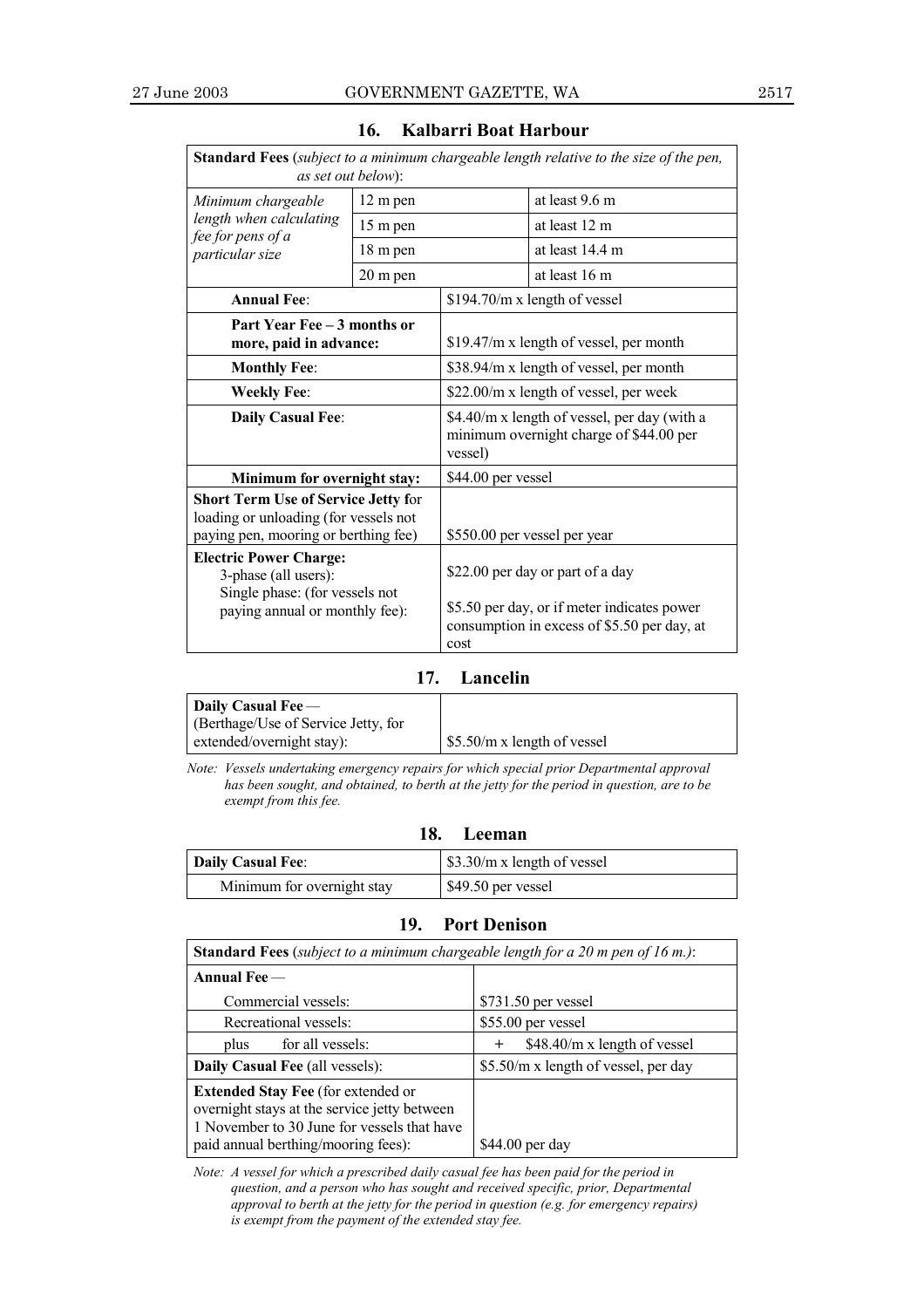## 16. Kalbarri Boat Harbour

| **Standard Fees** (*subject to a minimum chargeable length relative to the size of the pen, as set out below*): | | |
|---|---|---|
| *Minimum chargeable length when calculating fee for pens of a particular size* | 12 m pen | at least 9.6 m |
| | 15 m pen | at least 12 m |
| | 18 m pen | at least 14.4 m |
| | 20 m pen | at least 16 m |
| **Annual Fee**: | | $194.70/m x length of vessel |
| **Part Year Fee – 3 months or more, paid in advance:** | | $19.47/m x length of vessel, per month |
| **Monthly Fee**: | | $38.94/m x length of vessel, per month |
| **Weekly Fee**: | | $22.00/m x length of vessel, per week |
| **Daily Casual Fee**: | | $4.40/m x length of vessel, per day (with a minimum overnight charge of $44.00 per vessel) |
| **Minimum for overnight stay:** | | $44.00 per vessel |
| **Short Term Use of Service Jetty f**or loading or unloading (for vessels not paying pen, mooring or berthing fee) | | $550.00 per vessel per year |
| **Electric Power Charge:** 3-phase (all users): | | $22.00 per day or part of a day |
| Single phase: (for vessels not paying annual or monthly fee): | | $5.50 per day, or if meter indicates power consumption in excess of $5.50 per day, at cost |

## 17. Lancelin

| **Daily Casual Fee** — (Berthage/Use of Service Jetty, for extended/overnight stay): | $5.50/m x length of vessel |
|---|---|

*Note: Vessels undertaking emergency repairs for which special prior Departmental approval has been sought, and obtained, to berth at the jetty for the period in question, are to be exempt from this fee.*

## 18. Leeman

| **Daily Casual Fee**: | $3.30/m x length of vessel |
|---|---|
| Minimum for overnight stay | $49.50 per vessel |

## 19. Port Denison

| **Standard Fees** (*subject to a minimum chargeable length for a 20 m pen of 16 m.)*: | |
|---|---|
| **Annual Fee** — | |
| Commercial vessels: | $731.50 per vessel |
| Recreational vessels: | $55.00 per vessel |
| plus for all vessels: | + $48.40/m x length of vessel |
| **Daily Casual Fee** (all vessels): | $5.50/m x length of vessel, per day |
| **Extended Stay Fee** (for extended or overnight stays at the service jetty between 1 November to 30 June for vessels that have paid annual berthing/mooring fees): | $44.00 per day |

*Note: A vessel for which a prescribed daily casual fee has been paid for the period in question, and a person who has sought and received specific, prior, Departmental approval to berth at the jetty for the period in question (e.g. for emergency repairs) is exempt from the payment of the extended stay fee.*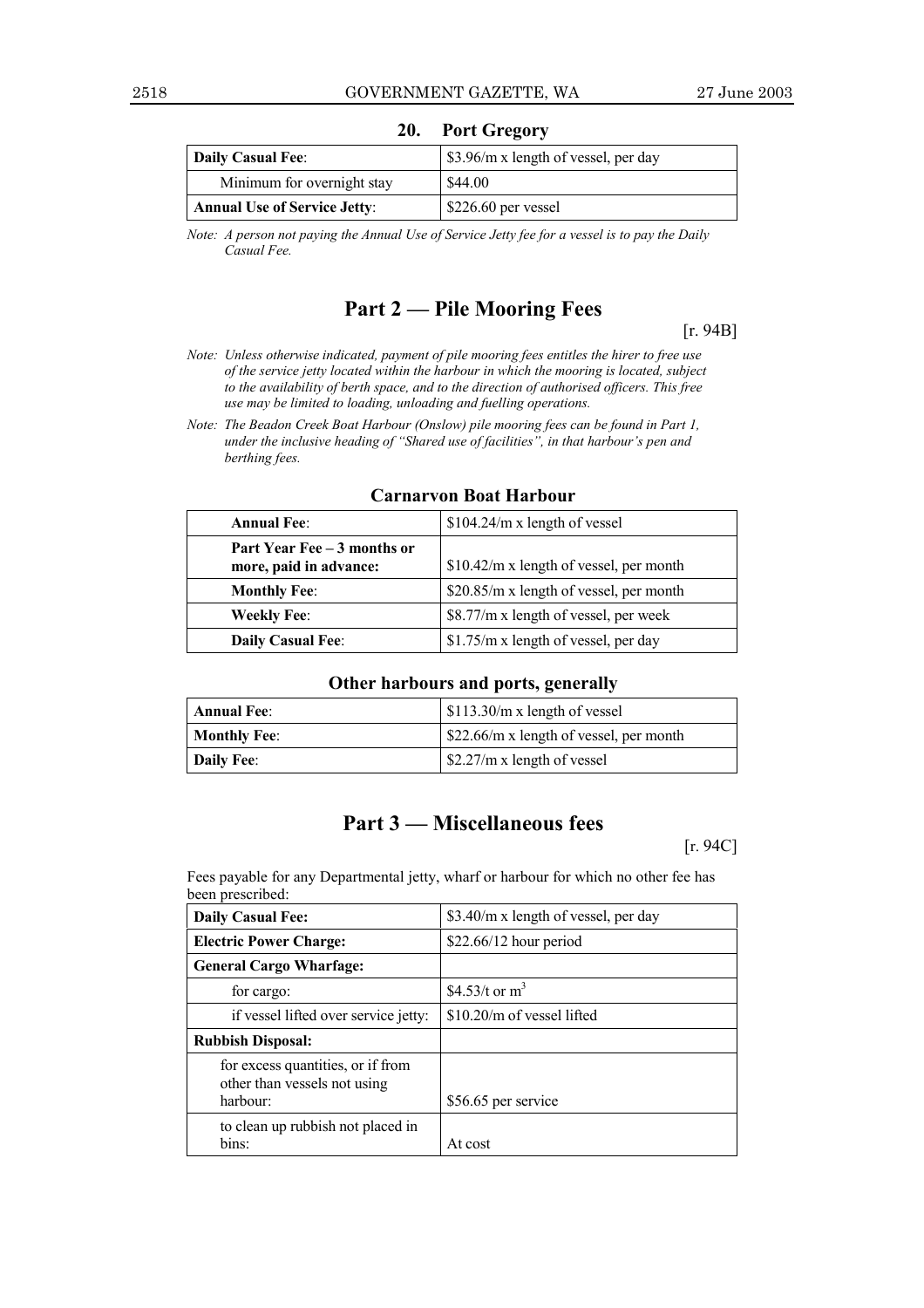### 20. Port Gregory

| | |
|---|---|
| **Daily Casual Fee**: | \$3.96/m x length of vessel, per day |
| Minimum for overnight stay | \$44.00 |
| **Annual Use of Service Jetty**: | \$226.60 per vessel |

*Note: A person not paying the Annual Use of Service Jetty fee for a vessel is to pay the Daily Casual Fee.*

## Part 2 — Pile Mooring Fees

[r. 94B]

*Note: Unless otherwise indicated, payment of pile mooring fees entitles the hirer to free use of the service jetty located within the harbour in which the mooring is located, subject to the availability of berth space, and to the direction of authorised officers. This free use may be limited to loading, unloading and fuelling operations.*

*Note: The Beadon Creek Boat Harbour (Onslow) pile mooring fees can be found in Part 1, under the inclusive heading of "Shared use of facilities", in that harbour's pen and berthing fees.*

### Carnarvon Boat Harbour

| | |
|---|---|
| **Annual Fee**: | \$104.24/m x length of vessel |
| **Part Year Fee – 3 months or more, paid in advance:** | \$10.42/m x length of vessel, per month |
| **Monthly Fee**: | \$20.85/m x length of vessel, per month |
| **Weekly Fee**: | \$8.77/m x length of vessel, per week |
| **Daily Casual Fee**: | \$1.75/m x length of vessel, per day |

### Other harbours and ports, generally

| | |
|---|---|
| **Annual Fee**: | \$113.30/m x length of vessel |
| **Monthly Fee**: | \$22.66/m x length of vessel, per month |
| **Daily Fee**: | \$2.27/m x length of vessel |

## Part 3 — Miscellaneous fees

[r. 94C]

Fees payable for any Departmental jetty, wharf or harbour for which no other fee has been prescribed:

| | |
|---|---|
| **Daily Casual Fee:** | \$3.40/m x length of vessel, per day |
| **Electric Power Charge:** | \$22.66/12 hour period |
| **General Cargo Wharfage:** | |
| for cargo: | \$4.53/t or $m^3$ |
| if vessel lifted over service jetty: | \$10.20/m of vessel lifted |
| **Rubbish Disposal:** | |
| for excess quantities, or if from other than vessels not using harbour: | \$56.65 per service |
| to clean up rubbish not placed in bins: | At cost |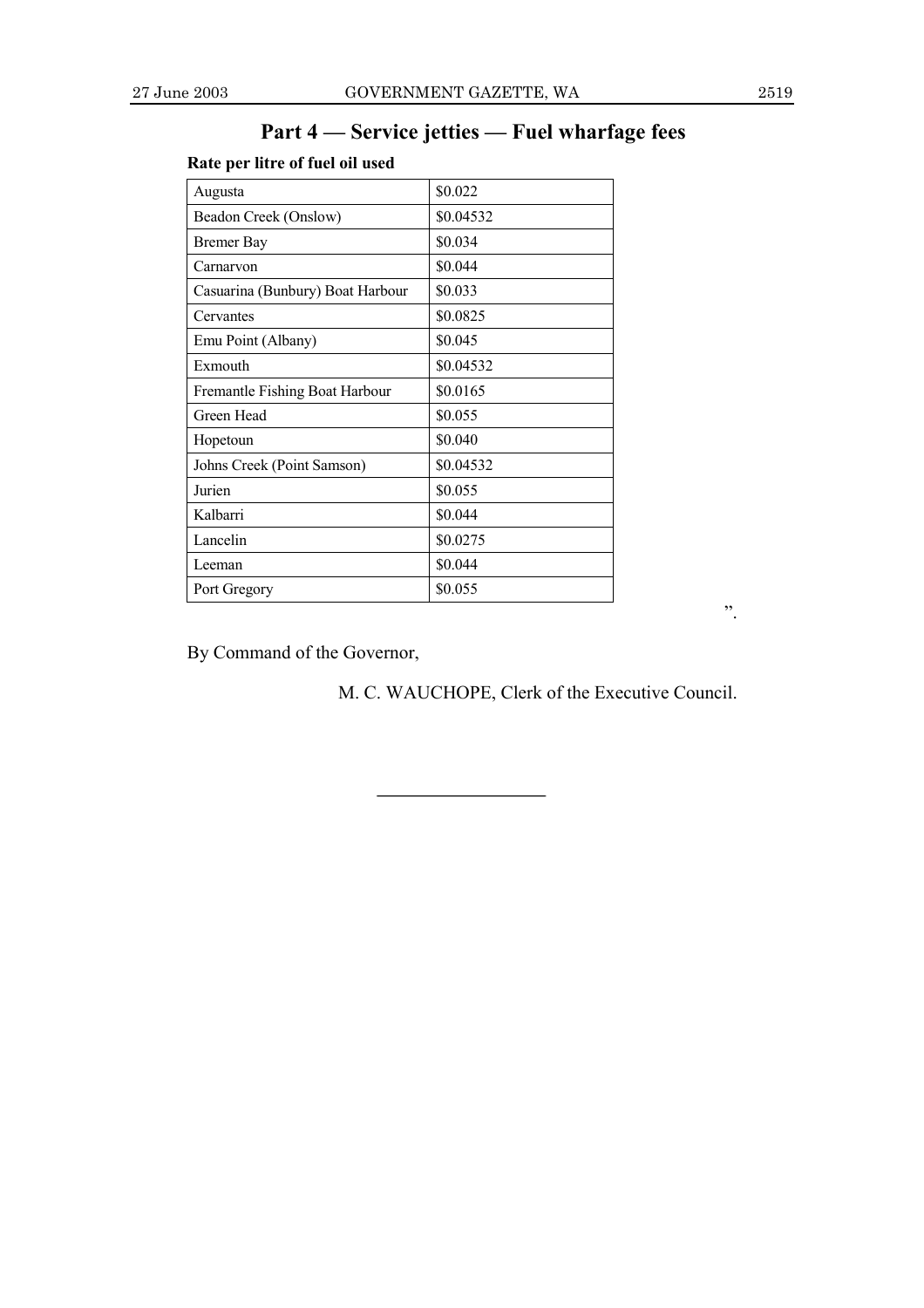## Part 4 — Service jetties — Fuel wharfage fees

**Rate per litre of fuel oil used**

| | |
|---|---|
| Augusta | $0.022 |
| Beadon Creek (Onslow) | $0.04532 |
| Bremer Bay | $0.034 |
| Carnarvon | $0.044 |
| Casuarina (Bunbury) Boat Harbour | $0.033 |
| Cervantes | $0.0825 |
| Emu Point (Albany) | $0.045 |
| Exmouth | $0.04532 |
| Fremantle Fishing Boat Harbour | $0.0165 |
| Green Head | $0.055 |
| Hopetoun | $0.040 |
| Johns Creek (Point Samson) | $0.04532 |
| Jurien | $0.055 |
| Kalbarri | $0.044 |
| Lancelin | $0.0275 |
| Leeman | $0.044 |
| Port Gregory | $0.055 |

".

By Command of the Governor,

M. C. WAUCHOPE, Clerk of the Executive Council.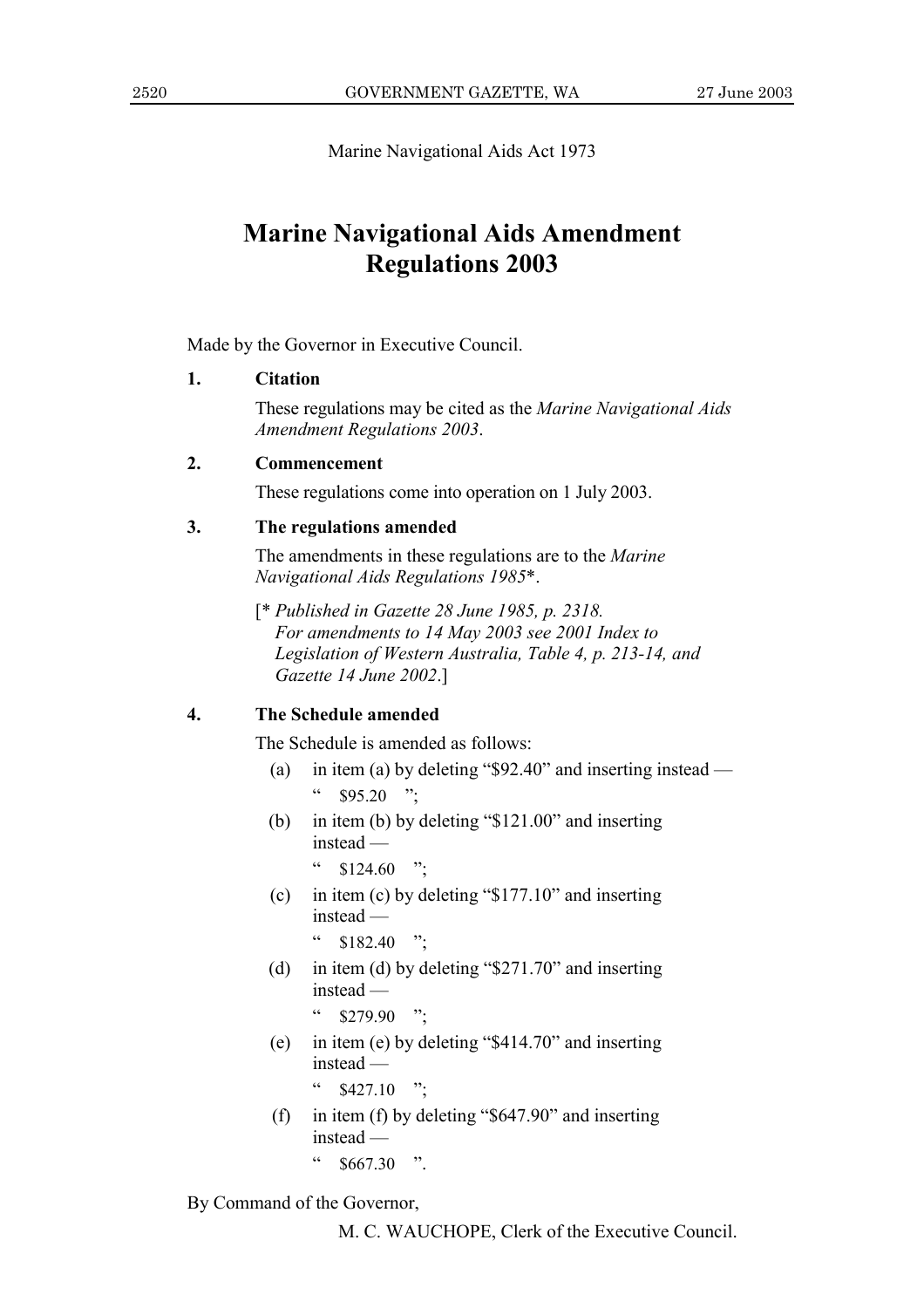Marine Navigational Aids Act 1973

# Marine Navigational Aids Amendment Regulations 2003

Made by the Governor in Executive Council.

**1. Citation**

These regulations may be cited as the *Marine Navigational Aids Amendment Regulations 2003*.

**2. Commencement**

These regulations come into operation on 1 July 2003.

**3. The regulations amended**

The amendments in these regulations are to the *Marine Navigational Aids Regulations 1985*\*.

[\* *Published in Gazette 28 June 1985, p. 2318. For amendments to 14 May 2003 see 2001 Index to Legislation of Western Australia, Table 4, p. 213-14, and Gazette 14 June 2002*.]

**4. The Schedule amended**

The Schedule is amended as follows:

(a) in item (a) by deleting "$92.40" and inserting instead —

" $95.20 ";

(b) in item (b) by deleting "$121.00" and inserting instead —

" $124.60 ";

(c) in item (c) by deleting "$177.10" and inserting instead —

" $182.40 ";

(d) in item (d) by deleting "$271.70" and inserting instead —

" $279.90 ";

(e) in item (e) by deleting "$414.70" and inserting instead —

" $427.10 ";

(f) in item (f) by deleting "$647.90" and inserting instead —

" $667.30 ".

By Command of the Governor,

M. C. WAUCHOPE, Clerk of the Executive Council.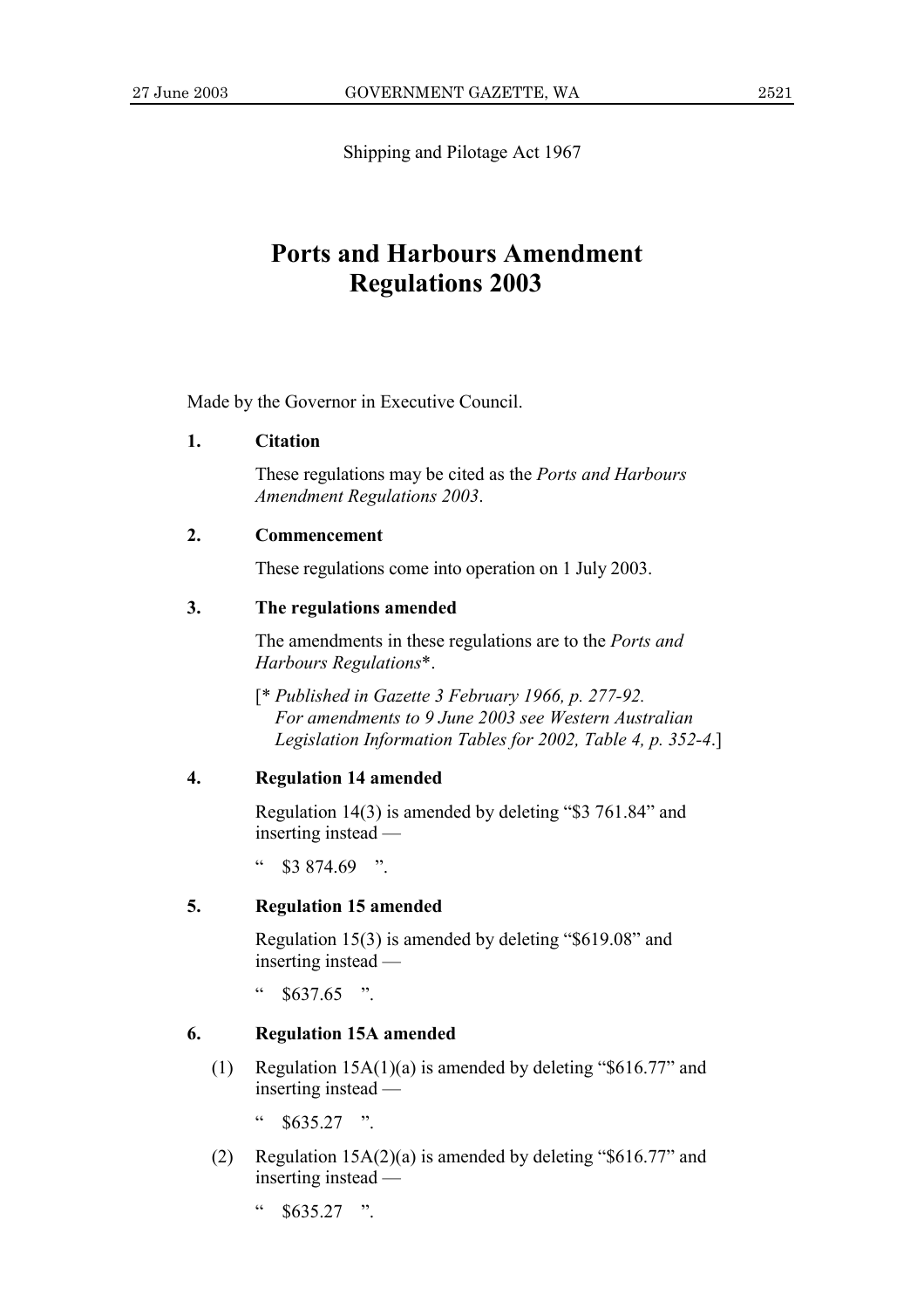Shipping and Pilotage Act 1967

# Ports and Harbours Amendment Regulations 2003

Made by the Governor in Executive Council.

**1. Citation**

These regulations may be cited as the *Ports and Harbours Amendment Regulations 2003*.

**2. Commencement**

These regulations come into operation on 1 July 2003.

**3. The regulations amended**

The amendments in these regulations are to the *Ports and Harbours Regulations*\*.

[\* *Published in Gazette 3 February 1966, p. 277-92. For amendments to 9 June 2003 see Western Australian Legislation Information Tables for 2002, Table 4, p. 352-4.*]

**4. Regulation 14 amended**

Regulation 14(3) is amended by deleting "$3 761.84" and inserting instead —

" $3 874.69 ".

**5. Regulation 15 amended**

Regulation 15(3) is amended by deleting "$619.08" and inserting instead —

" $637.65 ".

**6. Regulation 15A amended**

(1) Regulation 15A(1)(a) is amended by deleting "$616.77" and inserting instead —

" $635.27 ".

(2) Regulation 15A(2)(a) is amended by deleting "$616.77" and inserting instead —

" $635.27 ".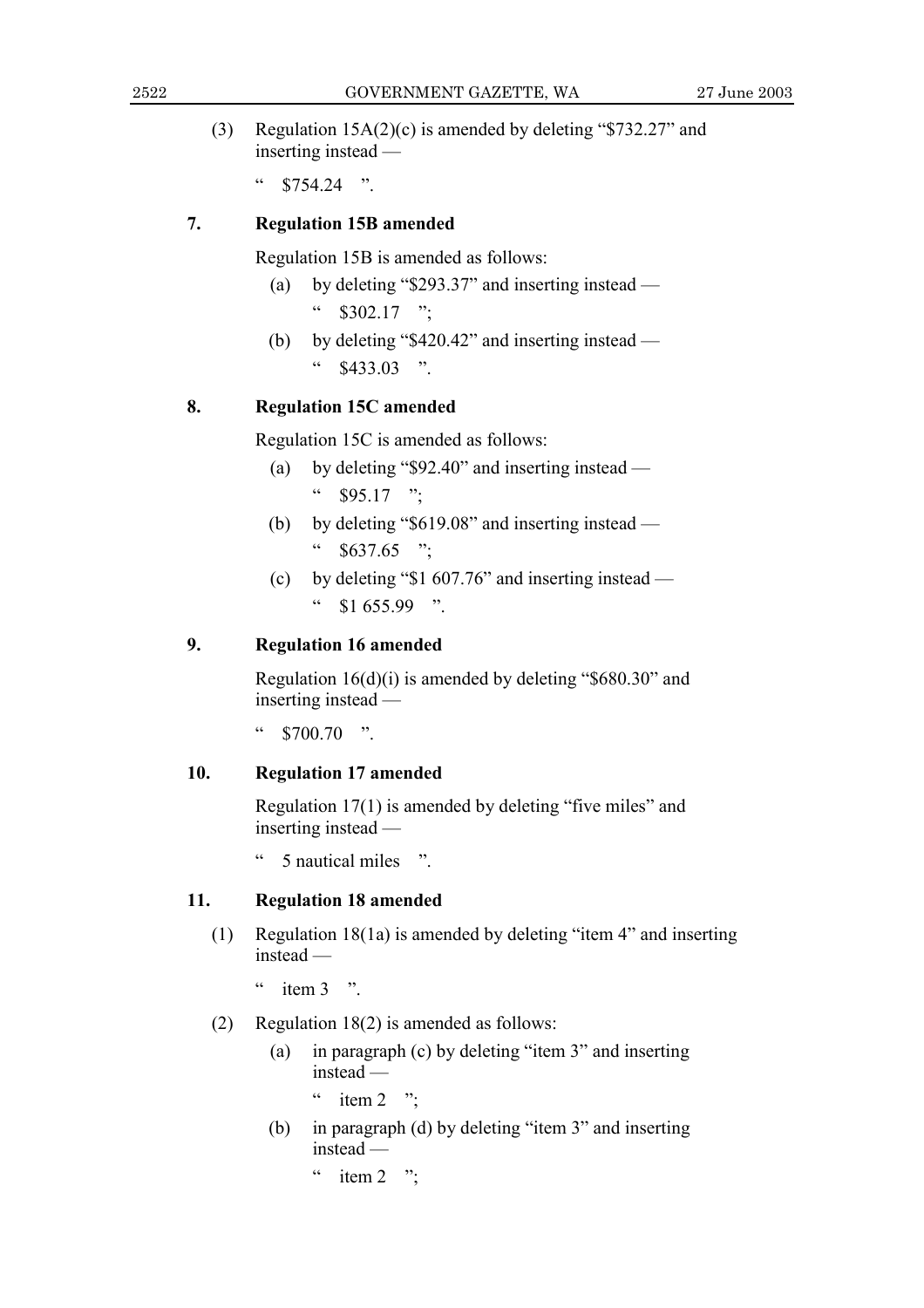(3) Regulation 15A(2)(c) is amended by deleting “$732.27” and inserting instead —

“ $754.24 ”.

**7. Regulation 15B amended**

Regulation 15B is amended as follows:

(a) by deleting “$293.37” and inserting instead —

“ $302.17 ”;

(b) by deleting “$420.42” and inserting instead —

“ $433.03 ”.

**8. Regulation 15C amended**

Regulation 15C is amended as follows:

(a) by deleting “$92.40” and inserting instead —

“ $95.17 ”;

(b) by deleting “$619.08” and inserting instead —

“ $637.65 ”;

(c) by deleting “$1 607.76” and inserting instead —

“ $1 655.99 ”.

**9. Regulation 16 amended**

Regulation 16(d)(i) is amended by deleting “$680.30” and inserting instead —

“ $700.70 ”.

**10. Regulation 17 amended**

Regulation 17(1) is amended by deleting “five miles” and inserting instead —

“ 5 nautical miles ”.

**11. Regulation 18 amended**

(1) Regulation 18(1a) is amended by deleting “item 4” and inserting instead —

“ item 3 ”.

(2) Regulation 18(2) is amended as follows:

(a) in paragraph (c) by deleting “item 3” and inserting instead —

“ item 2 ”;

(b) in paragraph (d) by deleting “item 3” and inserting instead —

“ item 2 ”;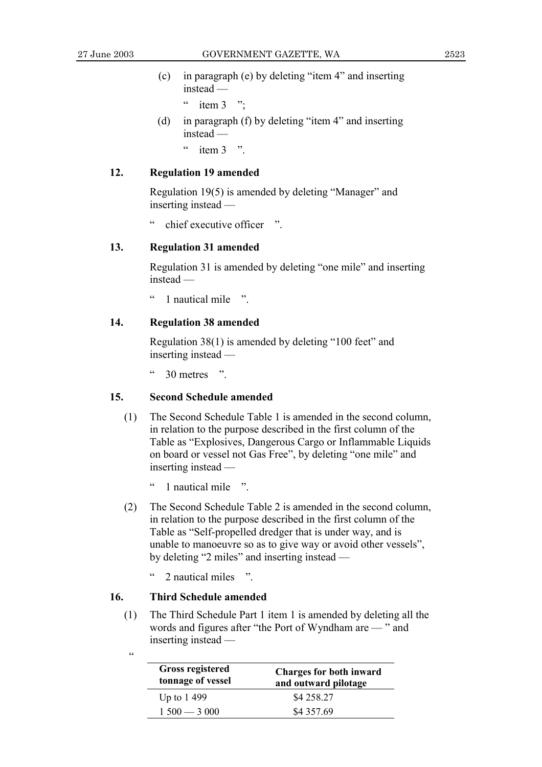(c) in paragraph (e) by deleting "item 4" and inserting instead —

" item 3 ";

(d) in paragraph (f) by deleting "item 4" and inserting instead —

" item 3 ".

### 12. Regulation 19 amended

Regulation 19(5) is amended by deleting "Manager" and inserting instead —

" chief executive officer ".

### 13. Regulation 31 amended

Regulation 31 is amended by deleting "one mile" and inserting instead —

" 1 nautical mile ".

### 14. Regulation 38 amended

Regulation 38(1) is amended by deleting "100 feet" and inserting instead —

" 30 metres ".

### 15. Second Schedule amended

(1) The Second Schedule Table 1 is amended in the second column, in relation to the purpose described in the first column of the Table as "Explosives, Dangerous Cargo or Inflammable Liquids on board or vessel not Gas Free", by deleting "one mile" and inserting instead —

" 1 nautical mile ".

(2) The Second Schedule Table 2 is amended in the second column, in relation to the purpose described in the first column of the Table as "Self-propelled dredger that is under way, and is unable to manoeuvre so as to give way or avoid other vessels", by deleting "2 miles" and inserting instead —

" 2 nautical miles ".

### 16. Third Schedule amended

(1) The Third Schedule Part 1 item 1 is amended by deleting all the words and figures after "the Port of Wyndham are — " and inserting instead —

"

| Gross registered tonnage of vessel | Charges for both inward and outward pilotage |
|---|---|
| Up to 1 499 | $4 258.27 |
| 1 500 — 3 000 | $4 357.69 |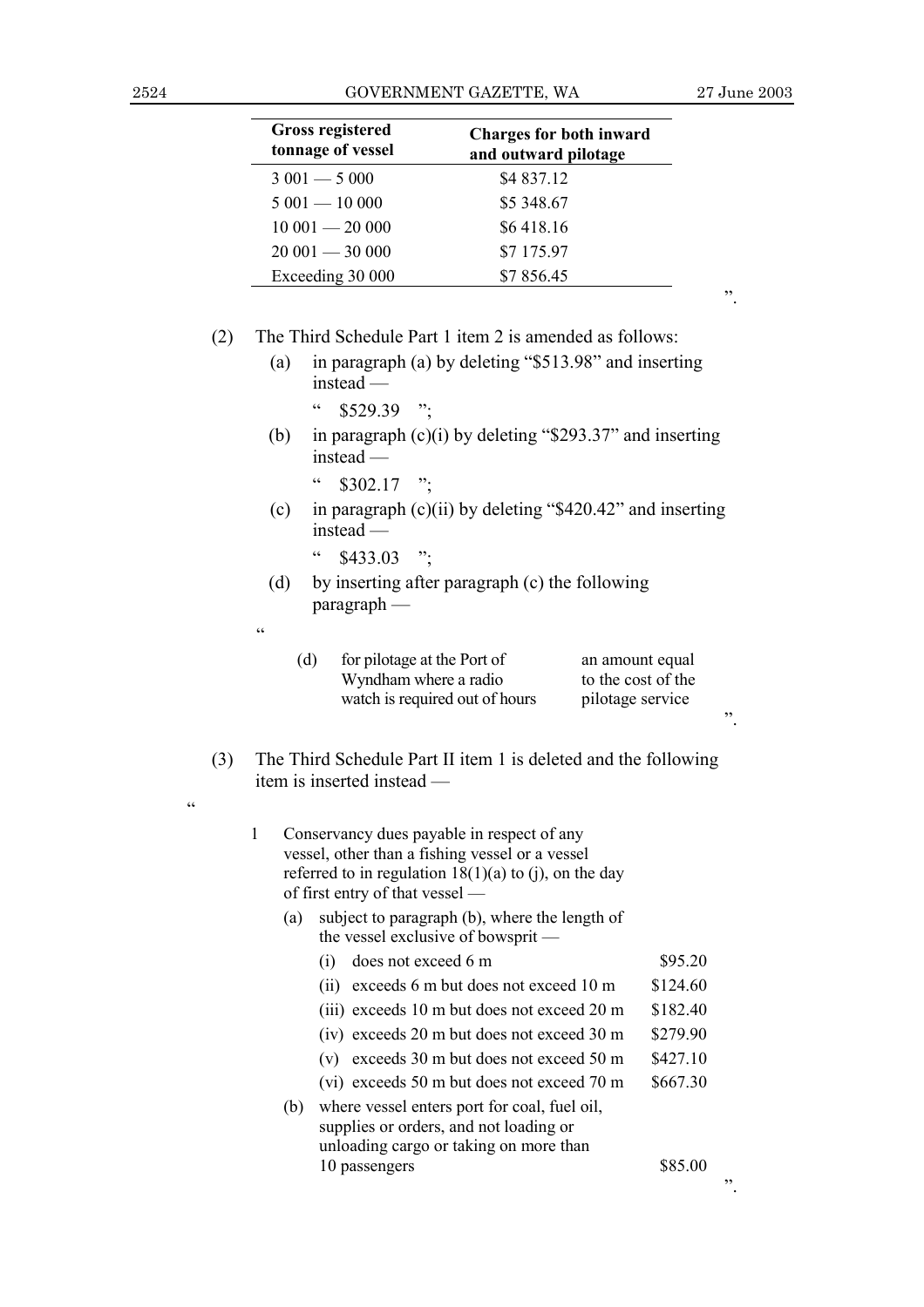| Gross registered tonnage of vessel | Charges for both inward and outward pilotage |
|---|---|
| 3 001 — 5 000 | $4 837.12 |
| 5 001 — 10 000 | $5 348.67 |
| 10 001 — 20 000 | $6 418.16 |
| 20 001 — 30 000 | $7 175.97 |
| Exceeding 30 000 | $7 856.45 |

".

(2) The Third Schedule Part 1 item 2 is amended as follows:

(a) in paragraph (a) by deleting "$513.98" and inserting instead —

" $529.39 ";

(b) in paragraph (c)(i) by deleting "$293.37" and inserting instead —

" $302.17 ";

(c) in paragraph (c)(ii) by deleting "$420.42" and inserting instead —

" $433.03 ";

(d) by inserting after paragraph (c) the following paragraph —

"

| | | |
|---|---|---|
| (d) | for pilotage at the Port of Wyndham where a radio watch is required out of hours | an amount equal to the cost of the pilotage service |

".

(3) The Third Schedule Part II item 1 is deleted and the following item is inserted instead —

"

1 Conservancy dues payable in respect of any vessel, other than a fishing vessel or a vessel referred to in regulation 18(1)(a) to (j), on the day of first entry of that vessel —

(a) subject to paragraph (b), where the length of the vessel exclusive of bowsprit —

| | |
|---|---|
| (i) does not exceed 6 m | $95.20 |
| (ii) exceeds 6 m but does not exceed 10 m | $124.60 |
| (iii) exceeds 10 m but does not exceed 20 m | $182.40 |
| (iv) exceeds 20 m but does not exceed 30 m | $279.90 |
| (v) exceeds 30 m but does not exceed 50 m | $427.10 |
| (vi) exceeds 50 m but does not exceed 70 m | $667.30 |

(b) where vessel enters port for coal, fuel oil, supplies or orders, and not loading or unloading cargo or taking on more than 10 passengers $85.00

".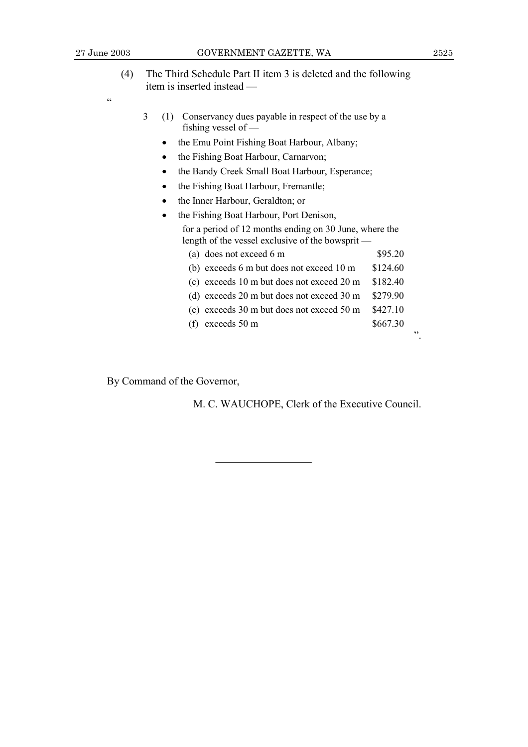(4) The Third Schedule Part II item 3 is deleted and the following item is inserted instead —

"

3 (1) Conservancy dues payable in respect of the use by a fishing vessel of —

- the Emu Point Fishing Boat Harbour, Albany;
- the Fishing Boat Harbour, Carnarvon;
- the Bandy Creek Small Boat Harbour, Esperance;
- the Fishing Boat Harbour, Fremantle;
- the Inner Harbour, Geraldton; or
- the Fishing Boat Harbour, Port Denison,

for a period of 12 months ending on 30 June, where the length of the vessel exclusive of the bowsprit —

| | |
|---|---|
| (a) does not exceed 6 m | $95.20 |
| (b) exceeds 6 m but does not exceed 10 m | $124.60 |
| (c) exceeds 10 m but does not exceed 20 m | $182.40 |
| (d) exceeds 20 m but does not exceed 30 m | $279.90 |
| (e) exceeds 30 m but does not exceed 50 m | $427.10 |
| (f) exceeds 50 m | $667.30 |

".

By Command of the Governor,

M. C. WAUCHOPE, Clerk of the Executive Council.

---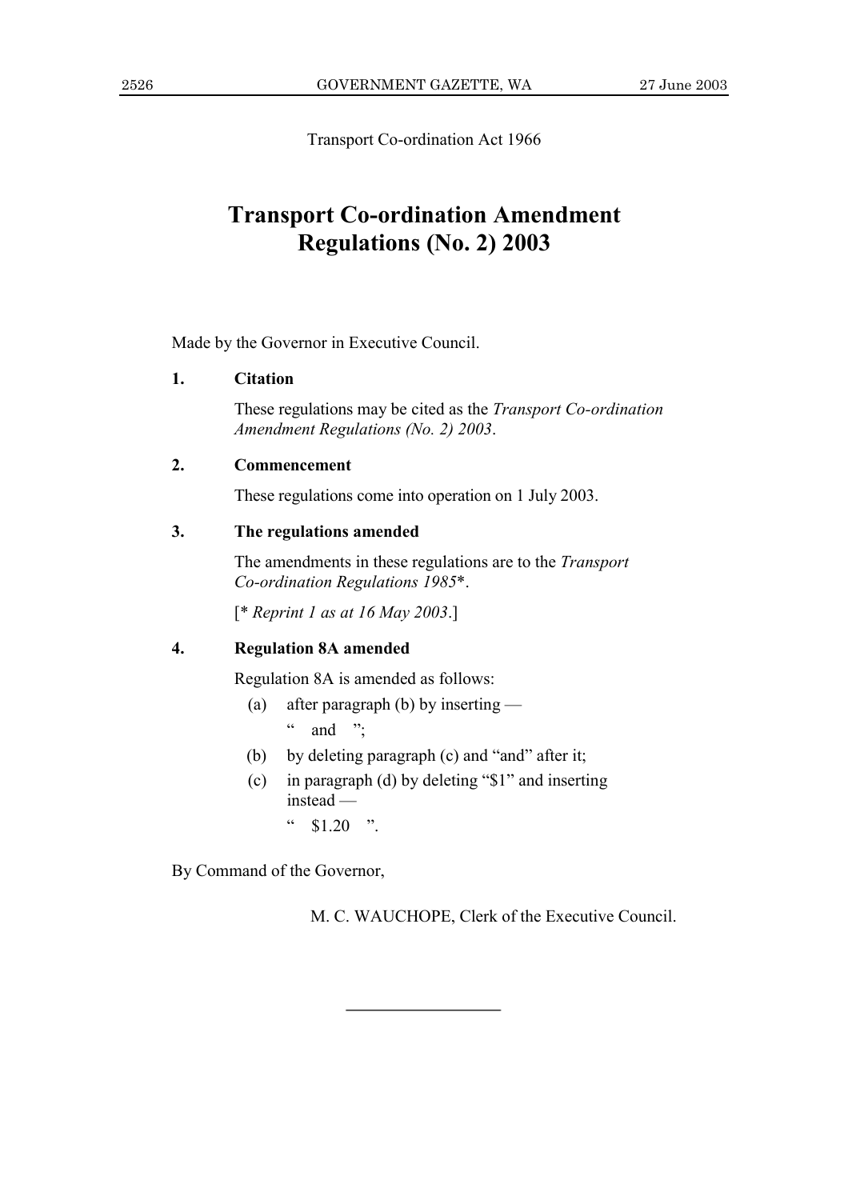Transport Co-ordination Act 1966

# Transport Co-ordination Amendment Regulations (No. 2) 2003

Made by the Governor in Executive Council.

**1. Citation**

These regulations may be cited as the *Transport Co-ordination Amendment Regulations (No. 2) 2003*.

**2. Commencement**

These regulations come into operation on 1 July 2003.

**3. The regulations amended**

The amendments in these regulations are to the *Transport Co-ordination Regulations 1985*\*.

[\* *Reprint 1 as at 16 May 2003*.]

**4. Regulation 8A amended**

Regulation 8A is amended as follows:

(a) after paragraph (b) by inserting —

" and ";

(b) by deleting paragraph (c) and "and" after it;

(c) in paragraph (d) by deleting "$1" and inserting instead —

" $1.20 ".

By Command of the Governor,

M. C. WAUCHOPE, Clerk of the Executive Council.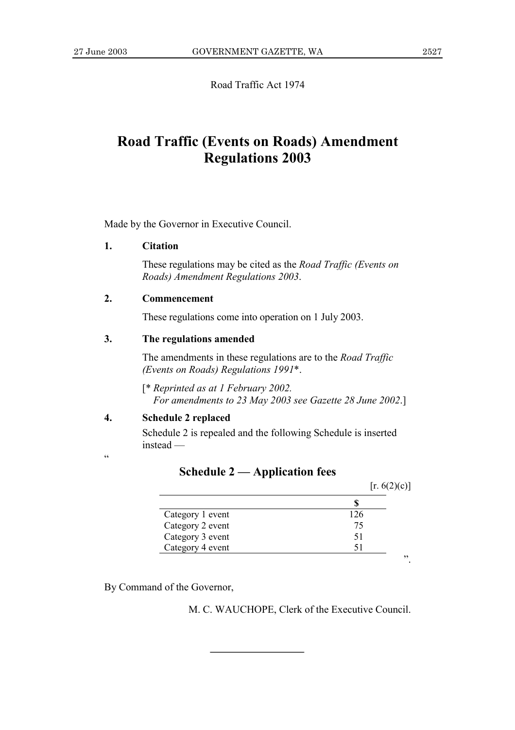Road Traffic Act 1974

# Road Traffic (Events on Roads) Amendment Regulations 2003

Made by the Governor in Executive Council.

**1. Citation**

These regulations may be cited as the *Road Traffic (Events on Roads) Amendment Regulations 2003*.

**2. Commencement**

These regulations come into operation on 1 July 2003.

**3. The regulations amended**

The amendments in these regulations are to the *Road Traffic (Events on Roads) Regulations 1991*\*.

[\* *Reprinted as at 1 February 2002. For amendments to 23 May 2003 see Gazette 28 June 2002*.]

**4. Schedule 2 replaced**

Schedule 2 is repealed and the following Schedule is inserted instead —

"

## Schedule 2 — Application fees

[r. 6(2)(c)]

| | $ |
|---|---|
| Category 1 event | 126 |
| Category 2 event | 75 |
| Category 3 event | 51 |
| Category 4 event | 51 |

".

By Command of the Governor,

M. C. WAUCHOPE, Clerk of the Executive Council.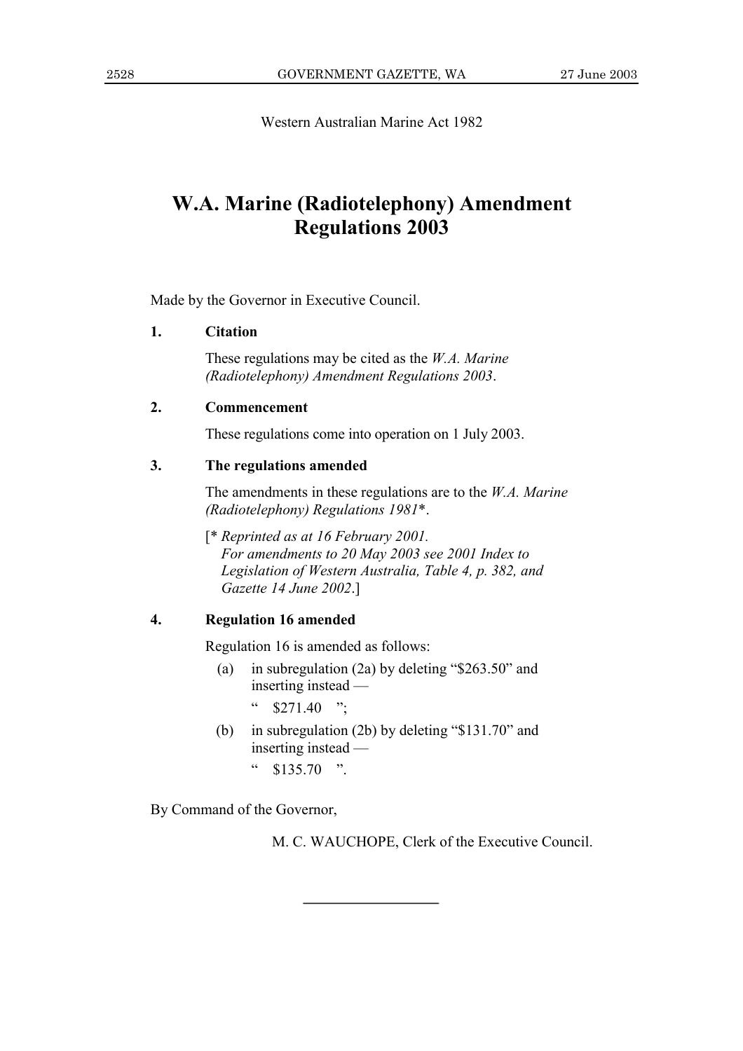Western Australian Marine Act 1982

# W.A. Marine (Radiotelephony) Amendment Regulations 2003

Made by the Governor in Executive Council.

**1. Citation**

These regulations may be cited as the *W.A. Marine (Radiotelephony) Amendment Regulations 2003*.

**2. Commencement**

These regulations come into operation on 1 July 2003.

**3. The regulations amended**

The amendments in these regulations are to the *W.A. Marine (Radiotelephony) Regulations 1981*\*.

[\* *Reprinted as at 16 February 2001. For amendments to 20 May 2003 see 2001 Index to Legislation of Western Australia, Table 4, p. 382, and Gazette 14 June 2002*.]

**4. Regulation 16 amended**

Regulation 16 is amended as follows:

(a) in subregulation (2a) by deleting "$263.50" and inserting instead —

" $271.40 ";

(b) in subregulation (2b) by deleting "$131.70" and inserting instead —

" $135.70 ".

By Command of the Governor,

M. C. WAUCHOPE, Clerk of the Executive Council.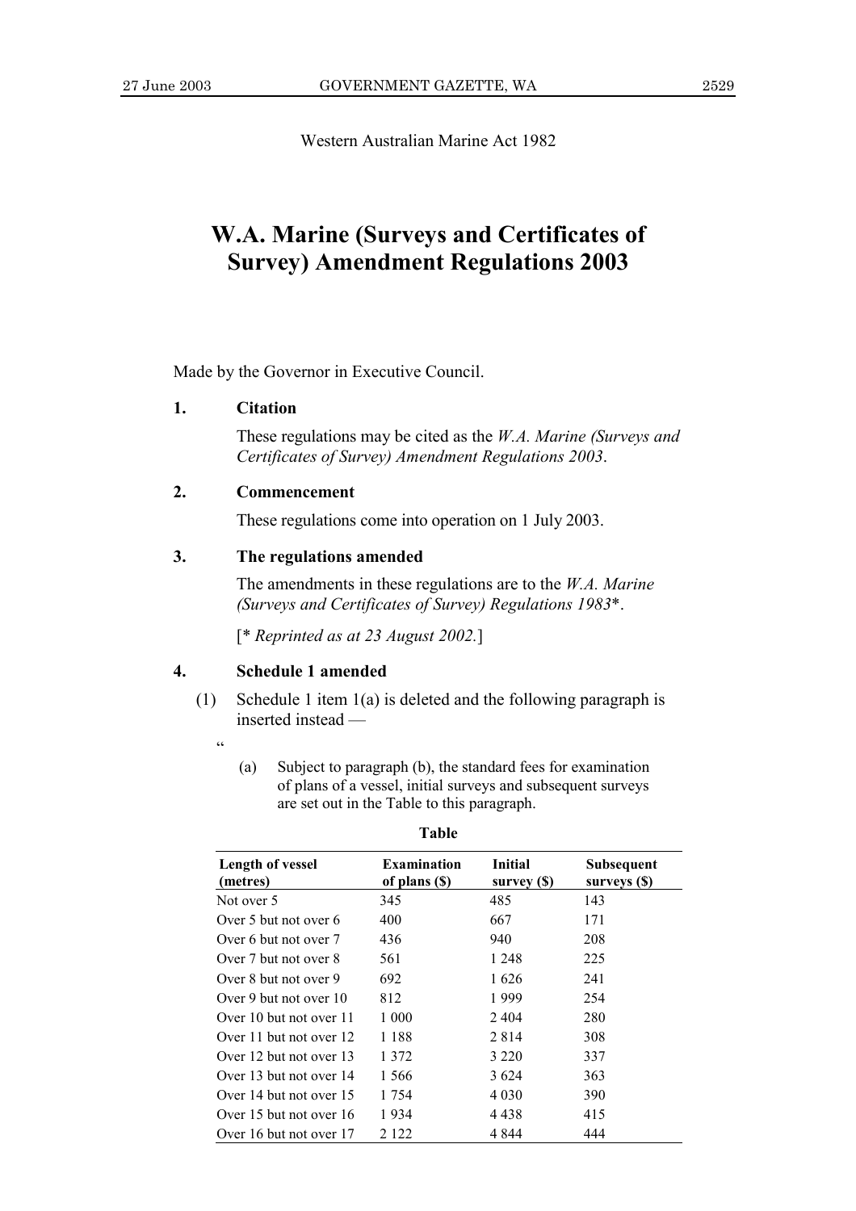Western Australian Marine Act 1982

# W.A. Marine (Surveys and Certificates of Survey) Amendment Regulations 2003

Made by the Governor in Executive Council.

**1. Citation**

These regulations may be cited as the *W.A. Marine (Surveys and Certificates of Survey) Amendment Regulations 2003*.

**2. Commencement**

These regulations come into operation on 1 July 2003.

**3. The regulations amended**

The amendments in these regulations are to the *W.A. Marine (Surveys and Certificates of Survey) Regulations 1983*\*.

[\* *Reprinted as at 23 August 2002.*]

**4. Schedule 1 amended**

(1) Schedule 1 item 1(a) is deleted and the following paragraph is inserted instead —

"

(a) Subject to paragraph (b), the standard fees for examination of plans of a vessel, initial surveys and subsequent surveys are set out in the Table to this paragraph.

**Table**

| Length of vessel (metres) | Examination of plans ($) | Initial survey ($) | Subsequent surveys ($) |
|---|---|---|---|
| Not over 5 | 345 | 485 | 143 |
| Over 5 but not over 6 | 400 | 667 | 171 |
| Over 6 but not over 7 | 436 | 940 | 208 |
| Over 7 but not over 8 | 561 | 1 248 | 225 |
| Over 8 but not over 9 | 692 | 1 626 | 241 |
| Over 9 but not over 10 | 812 | 1 999 | 254 |
| Over 10 but not over 11 | 1 000 | 2 404 | 280 |
| Over 11 but not over 12 | 1 188 | 2 814 | 308 |
| Over 12 but not over 13 | 1 372 | 3 220 | 337 |
| Over 13 but not over 14 | 1 566 | 3 624 | 363 |
| Over 14 but not over 15 | 1 754 | 4 030 | 390 |
| Over 15 but not over 16 | 1 934 | 4 438 | 415 |
| Over 16 but not over 17 | 2 122 | 4 844 | 444 |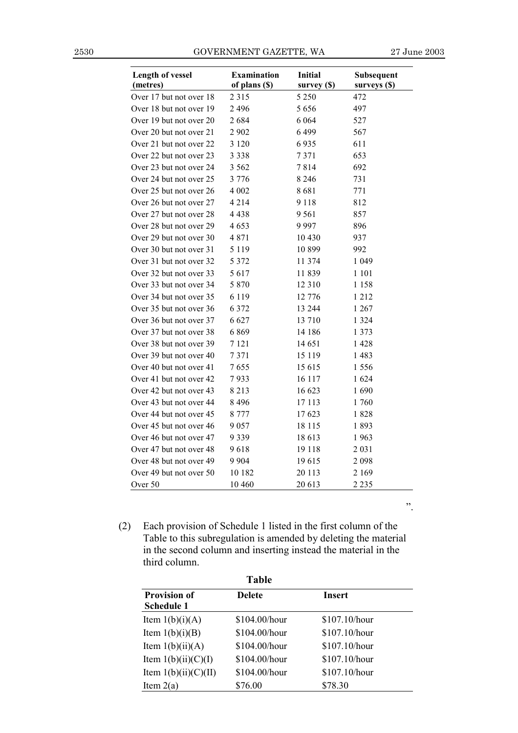| Length of vessel (metres) | Examination of plans ($) | Initial survey ($) | Subsequent surveys ($) |
|---|---|---|---|
| Over 17 but not over 18 | 2 315 | 5 250 | 472 |
| Over 18 but not over 19 | 2 496 | 5 656 | 497 |
| Over 19 but not over 20 | 2 684 | 6 064 | 527 |
| Over 20 but not over 21 | 2 902 | 6 499 | 567 |
| Over 21 but not over 22 | 3 120 | 6 935 | 611 |
| Over 22 but not over 23 | 3 338 | 7 371 | 653 |
| Over 23 but not over 24 | 3 562 | 7 814 | 692 |
| Over 24 but not over 25 | 3 776 | 8 246 | 731 |
| Over 25 but not over 26 | 4 002 | 8 681 | 771 |
| Over 26 but not over 27 | 4 214 | 9 118 | 812 |
| Over 27 but not over 28 | 4 438 | 9 561 | 857 |
| Over 28 but not over 29 | 4 653 | 9 997 | 896 |
| Over 29 but not over 30 | 4 871 | 10 430 | 937 |
| Over 30 but not over 31 | 5 119 | 10 899 | 992 |
| Over 31 but not over 32 | 5 372 | 11 374 | 1 049 |
| Over 32 but not over 33 | 5 617 | 11 839 | 1 101 |
| Over 33 but not over 34 | 5 870 | 12 310 | 1 158 |
| Over 34 but not over 35 | 6 119 | 12 776 | 1 212 |
| Over 35 but not over 36 | 6 372 | 13 244 | 1 267 |
| Over 36 but not over 37 | 6 627 | 13 710 | 1 324 |
| Over 37 but not over 38 | 6 869 | 14 186 | 1 373 |
| Over 38 but not over 39 | 7 121 | 14 651 | 1 428 |
| Over 39 but not over 40 | 7 371 | 15 119 | 1 483 |
| Over 40 but not over 41 | 7 655 | 15 615 | 1 556 |
| Over 41 but not over 42 | 7 933 | 16 117 | 1 624 |
| Over 42 but not over 43 | 8 213 | 16 623 | 1 690 |
| Over 43 but not over 44 | 8 496 | 17 113 | 1 760 |
| Over 44 but not over 45 | 8 777 | 17 623 | 1 828 |
| Over 45 but not over 46 | 9 057 | 18 115 | 1 893 |
| Over 46 but not over 47 | 9 339 | 18 613 | 1 963 |
| Over 47 but not over 48 | 9 618 | 19 118 | 2 031 |
| Over 48 but not over 49 | 9 904 | 19 615 | 2 098 |
| Over 49 but not over 50 | 10 182 | 20 113 | 2 169 |
| Over 50 | 10 460 | 20 613 | 2 235 |

".

(2) Each provision of Schedule 1 listed in the first column of the Table to this subregulation is amended by deleting the material in the second column and inserting instead the material in the third column.

**Table**

| Provision of Schedule 1 | Delete | Insert |
|---|---|---|
| Item 1(b)(i)(A) | $104.00/hour | $107.10/hour |
| Item 1(b)(i)(B) | $104.00/hour | $107.10/hour |
| Item 1(b)(ii)(A) | $104.00/hour | $107.10/hour |
| Item 1(b)(ii)(C)(I) | $104.00/hour | $107.10/hour |
| Item 1(b)(ii)(C)(II) | $104.00/hour | $107.10/hour |
| Item 2(a) | $76.00 | $78.30 |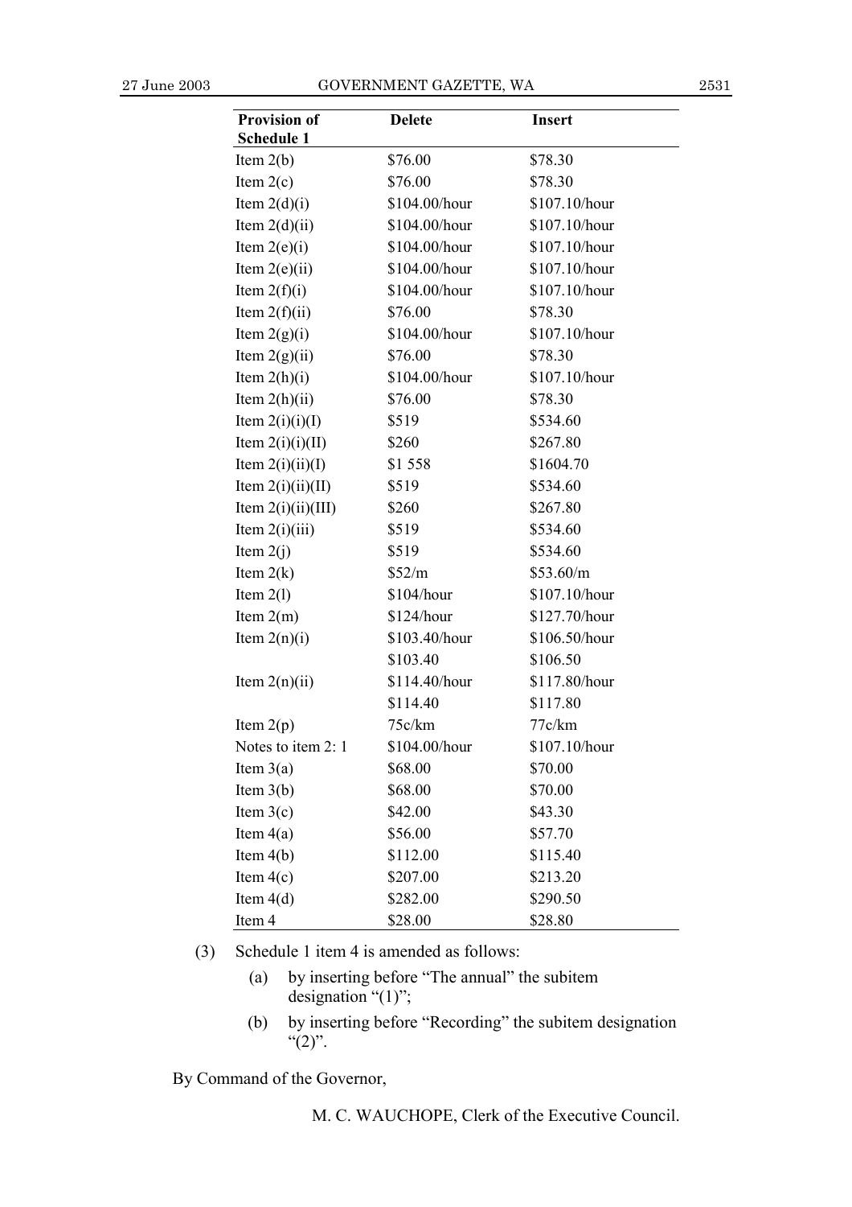| Provision of Schedule 1 | Delete | Insert |
|---|---|---|
| Item 2(b) | $76.00 | $78.30 |
| Item 2(c) | $76.00 | $78.30 |
| Item 2(d)(i) | $104.00/hour | $107.10/hour |
| Item 2(d)(ii) | $104.00/hour | $107.10/hour |
| Item 2(e)(i) | $104.00/hour | $107.10/hour |
| Item 2(e)(ii) | $104.00/hour | $107.10/hour |
| Item 2(f)(i) | $104.00/hour | $107.10/hour |
| Item 2(f)(ii) | $76.00 | $78.30 |
| Item 2(g)(i) | $104.00/hour | $107.10/hour |
| Item 2(g)(ii) | $76.00 | $78.30 |
| Item 2(h)(i) | $104.00/hour | $107.10/hour |
| Item 2(h)(ii) | $76.00 | $78.30 |
| Item 2(i)(i)(I) | $519 | $534.60 |
| Item 2(i)(i)(II) | $260 | $267.80 |
| Item 2(i)(ii)(I) | $1 558 | $1604.70 |
| Item 2(i)(ii)(II) | $519 | $534.60 |
| Item 2(i)(ii)(III) | $260 | $267.80 |
| Item 2(i)(iii) | $519 | $534.60 |
| Item 2(j) | $519 | $534.60 |
| Item 2(k) | $52/m | $53.60/m |
| Item 2(l) | $104/hour | $107.10/hour |
| Item 2(m) | $124/hour | $127.70/hour |
| Item 2(n)(i) | $103.40/hour | $106.50/hour |
| | $103.40 | $106.50 |
| Item 2(n)(ii) | $114.40/hour | $117.80/hour |
| | $114.40 | $117.80 |
| Item 2(p) | 75c/km | 77c/km |
| Notes to item 2: 1 | $104.00/hour | $107.10/hour |
| Item 3(a) | $68.00 | $70.00 |
| Item 3(b) | $68.00 | $70.00 |
| Item 3(c) | $42.00 | $43.30 |
| Item 4(a) | $56.00 | $57.70 |
| Item 4(b) | $112.00 | $115.40 |
| Item 4(c) | $207.00 | $213.20 |
| Item 4(d) | $282.00 | $290.50 |
| Item 4 | $28.00 | $28.80 |

(3) Schedule 1 item 4 is amended as follows:

(a) by inserting before "The annual" the subitem designation "(1)";

(b) by inserting before "Recording" the subitem designation "(2)".

By Command of the Governor,

M. C. WAUCHOPE, Clerk of the Executive Council.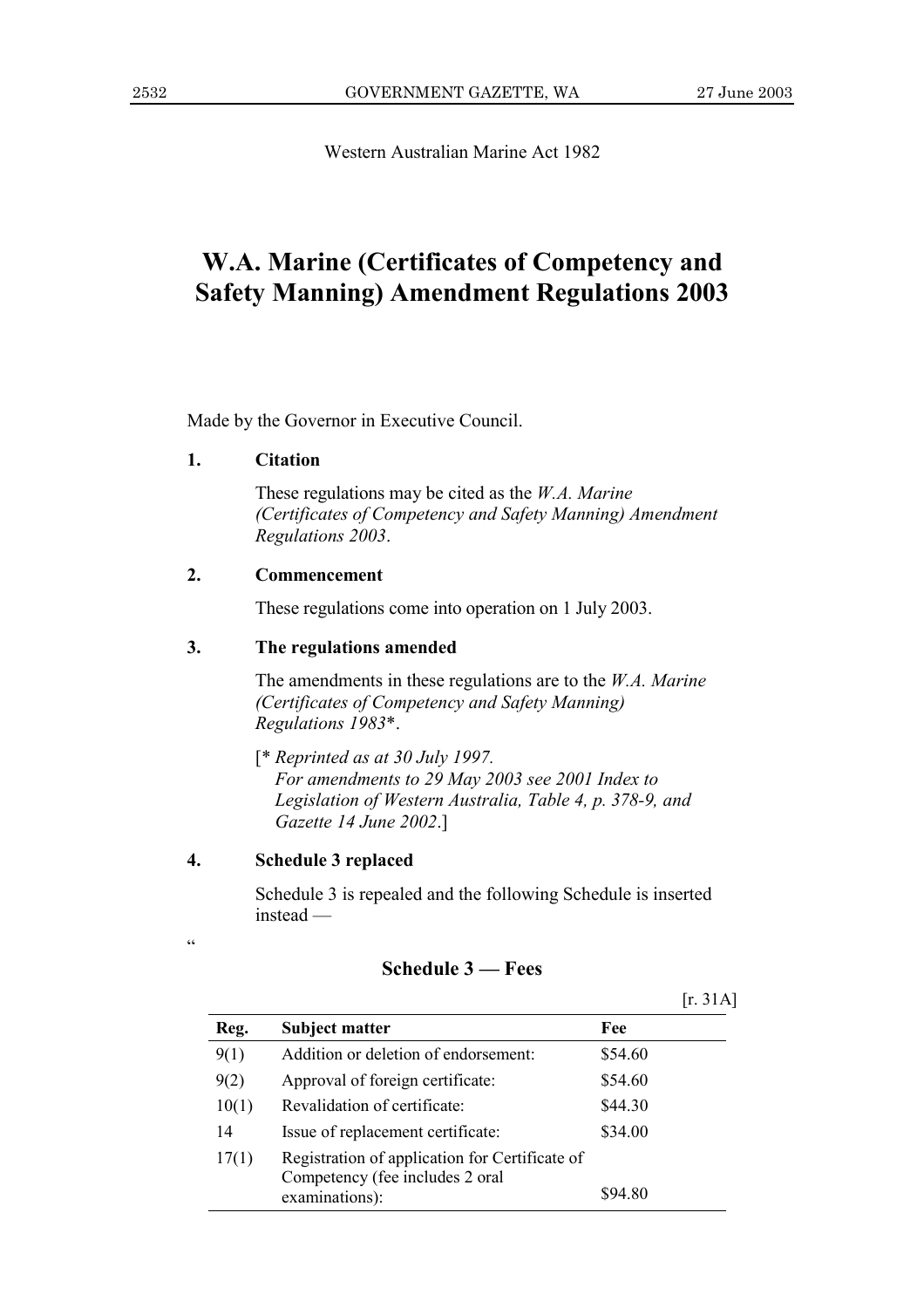Western Australian Marine Act 1982

# W.A. Marine (Certificates of Competency and Safety Manning) Amendment Regulations 2003

Made by the Governor in Executive Council.

**1. Citation**

These regulations may be cited as the *W.A. Marine (Certificates of Competency and Safety Manning) Amendment Regulations 2003*.

**2. Commencement**

These regulations come into operation on 1 July 2003.

**3. The regulations amended**

The amendments in these regulations are to the *W.A. Marine (Certificates of Competency and Safety Manning) Regulations 1983*\*.

[\* *Reprinted as at 30 July 1997.*
*For amendments to 29 May 2003 see 2001 Index to Legislation of Western Australia, Table 4, p. 378-9, and Gazette 14 June 2002*.]

**4. Schedule 3 replaced**

Schedule 3 is repealed and the following Schedule is inserted instead —

"

**Schedule 3 — Fees**

[r. 31A]

| Reg. | Subject matter | Fee |
|---|---|---|
| 9(1) | Addition or deletion of endorsement: | $54.60 |
| 9(2) | Approval of foreign certificate: | $54.60 |
| 10(1) | Revalidation of certificate: | $44.30 |
| 14 | Issue of replacement certificate: | $34.00 |
| 17(1) | Registration of application for Certificate of Competency (fee includes 2 oral examinations): | $94.80 |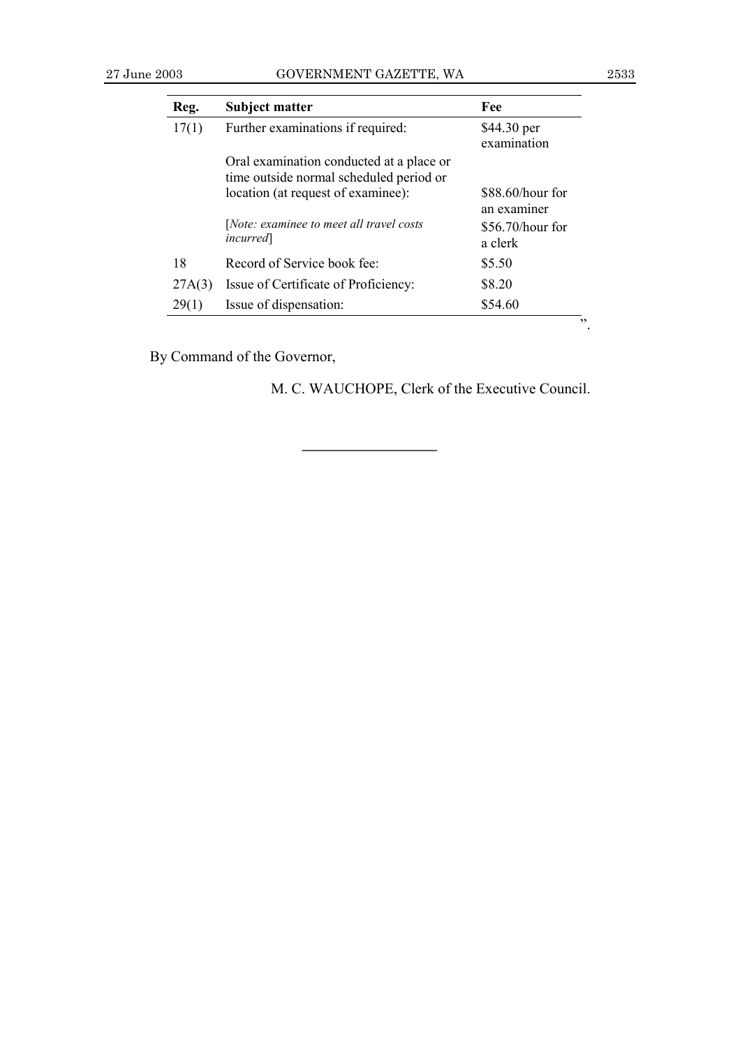| Reg. | Subject matter | Fee |
|---|---|---|
| 17(1) | Further examinations if required: | $44.30 per examination |
| | Oral examination conducted at a place or time outside normal scheduled period or location (at request of examinee): | $88.60/hour for an examiner |
| | [*Note: examinee to meet all travel costs incurred*] | $56.70/hour for a clerk |
| 18 | Record of Service book fee: | $5.50 |
| 27A(3) | Issue of Certificate of Proficiency: | $8.20 |
| 29(1) | Issue of dispensation: | $54.60 |

".

By Command of the Governor,

M. C. WAUCHOPE, Clerk of the Executive Council.

---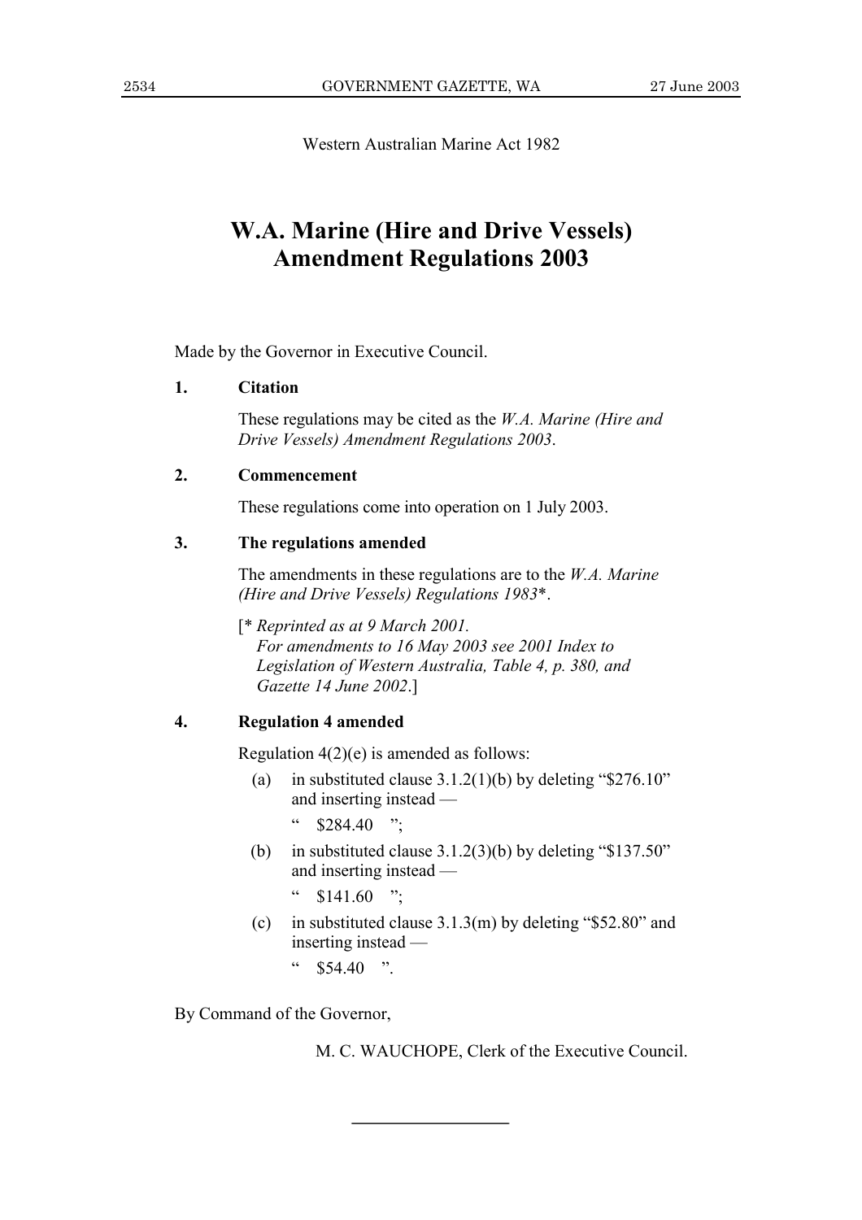Western Australian Marine Act 1982

# W.A. Marine (Hire and Drive Vessels) Amendment Regulations 2003

Made by the Governor in Executive Council.

**1. Citation**

These regulations may be cited as the *W.A. Marine (Hire and Drive Vessels) Amendment Regulations 2003*.

**2. Commencement**

These regulations come into operation on 1 July 2003.

**3. The regulations amended**

The amendments in these regulations are to the *W.A. Marine (Hire and Drive Vessels) Regulations 1983*\*.

[\* *Reprinted as at 9 March 2001.*
*For amendments to 16 May 2003 see 2001 Index to Legislation of Western Australia, Table 4, p. 380, and Gazette 14 June 2002*.]

**4. Regulation 4 amended**

Regulation 4(2)(e) is amended as follows:

(a) in substituted clause 3.1.2(1)(b) by deleting "$276.10" and inserting instead —

" $284.40 ";

(b) in substituted clause 3.1.2(3)(b) by deleting "$137.50" and inserting instead —

" $141.60 ";

(c) in substituted clause 3.1.3(m) by deleting "$52.80" and inserting instead —

" $54.40 ".

By Command of the Governor,

M. C. WAUCHOPE, Clerk of the Executive Council.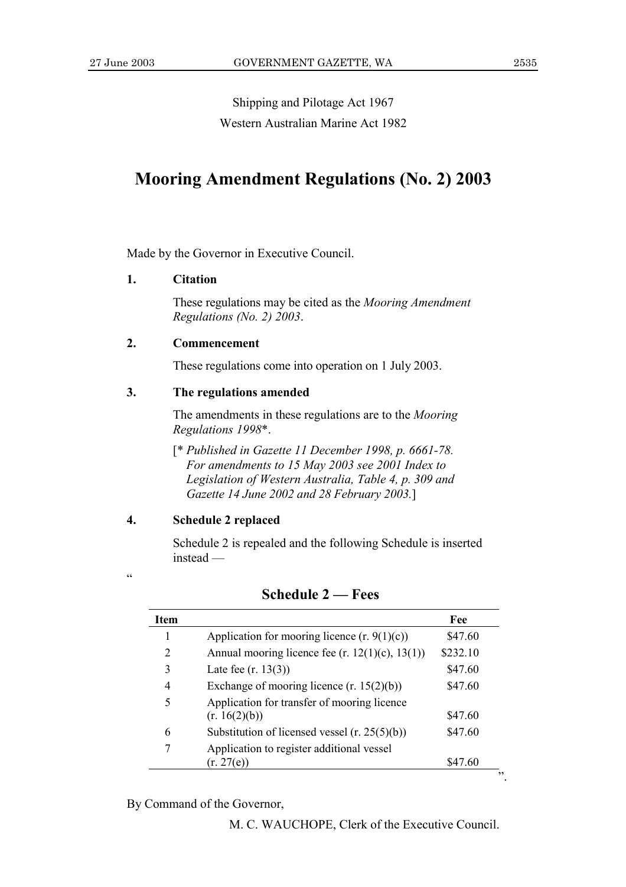Shipping and Pilotage Act 1967

Western Australian Marine Act 1982

# Mooring Amendment Regulations (No. 2) 2003

Made by the Governor in Executive Council.

**1. Citation**

These regulations may be cited as the *Mooring Amendment Regulations (No. 2) 2003*.

**2. Commencement**

These regulations come into operation on 1 July 2003.

**3. The regulations amended**

The amendments in these regulations are to the *Mooring Regulations 1998*\*.

[\* *Published in Gazette 11 December 1998, p. 6661-78. For amendments to 15 May 2003 see 2001 Index to Legislation of Western Australia, Table 4, p. 309 and Gazette 14 June 2002 and 28 February 2003.*]

**4. Schedule 2 replaced**

Schedule 2 is repealed and the following Schedule is inserted instead —

"

## Schedule 2 — Fees

| Item | | Fee |
|---|---|---|
| 1 | Application for mooring licence (r. 9(1)(c)) | $47.60 |
| 2 | Annual mooring licence fee (r. 12(1)(c), 13(1)) | $232.10 |
| 3 | Late fee (r. 13(3)) | $47.60 |
| 4 | Exchange of mooring licence (r. 15(2)(b)) | $47.60 |
| 5 | Application for transfer of mooring licence (r. 16(2)(b)) | $47.60 |
| 6 | Substitution of licensed vessel (r. 25(5)(b)) | $47.60 |
| 7 | Application to register additional vessel (r. 27(e)) | $47.60 |

".

By Command of the Governor,

M. C. WAUCHOPE, Clerk of the Executive Council.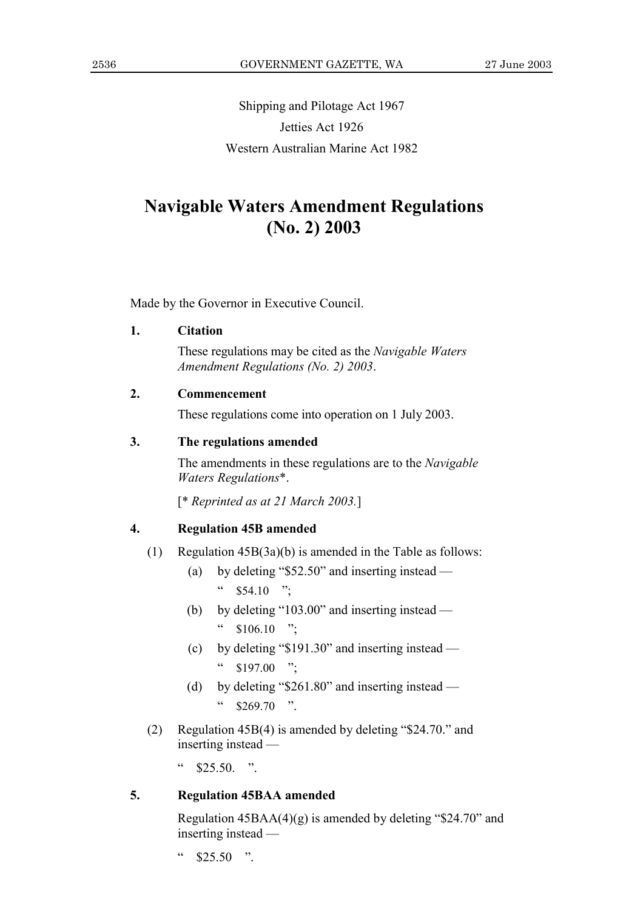Shipping and Pilotage Act 1967

Jetties Act 1926

Western Australian Marine Act 1982

# Navigable Waters Amendment Regulations (No. 2) 2003

Made by the Governor in Executive Council.

**1. Citation**

These regulations may be cited as the *Navigable Waters Amendment Regulations (No. 2) 2003*.

**2. Commencement**

These regulations come into operation on 1 July 2003.

**3. The regulations amended**

The amendments in these regulations are to the *Navigable Waters Regulations*\*.

[\* *Reprinted as at 21 March 2003.*]

**4. Regulation 45B amended**

(1) Regulation 45B(3a)(b) is amended in the Table as follows:

(a) by deleting "$52.50" and inserting instead —

" $54.10 ";

(b) by deleting "103.00" and inserting instead —

" $106.10 ";

(c) by deleting "$191.30" and inserting instead —

" $197.00 ";

(d) by deleting "$261.80" and inserting instead —

" $269.70 ".

(2) Regulation 45B(4) is amended by deleting "$24.70." and inserting instead —

" $25.50. ".

**5. Regulation 45BAA amended**

Regulation 45BAA(4)(g) is amended by deleting "$24.70" and inserting instead —

" $25.50 ".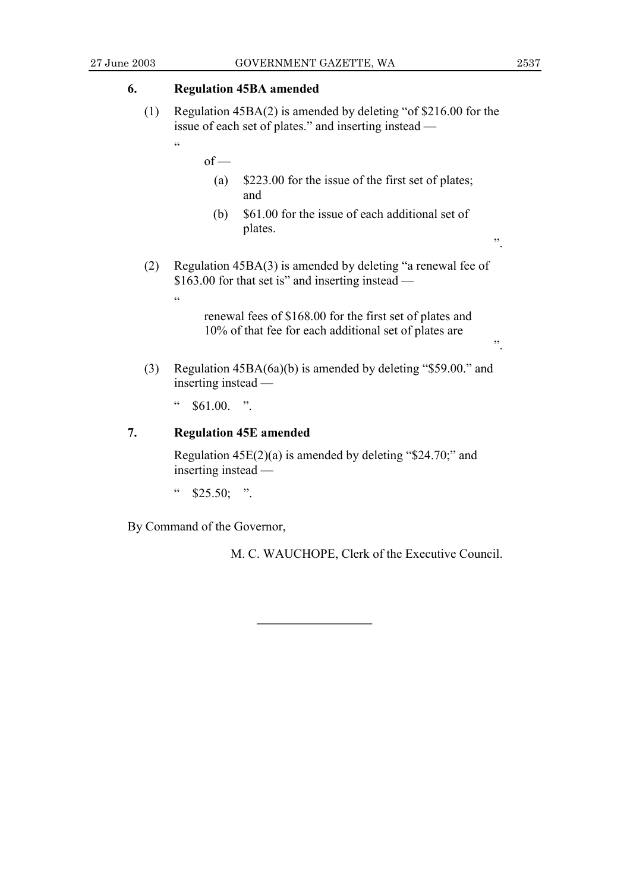### 6. Regulation 45BA amended

(1) Regulation 45BA(2) is amended by deleting "of $216.00 for the issue of each set of plates." and inserting instead —

"

of —

(a) $223.00 for the issue of the first set of plates; and

(b) $61.00 for the issue of each additional set of plates.

".

(2) Regulation 45BA(3) is amended by deleting "a renewal fee of $163.00 for that set is" and inserting instead —

"

renewal fees of $168.00 for the first set of plates and 10% of that fee for each additional set of plates are

".

(3) Regulation 45BA(6a)(b) is amended by deleting "$59.00." and inserting instead —

" $61.00. ".

### 7. Regulation 45E amended

Regulation 45E(2)(a) is amended by deleting "$24.70;" and inserting instead —

" $25.50; ".

By Command of the Governor,

M. C. WAUCHOPE, Clerk of the Executive Council.

---